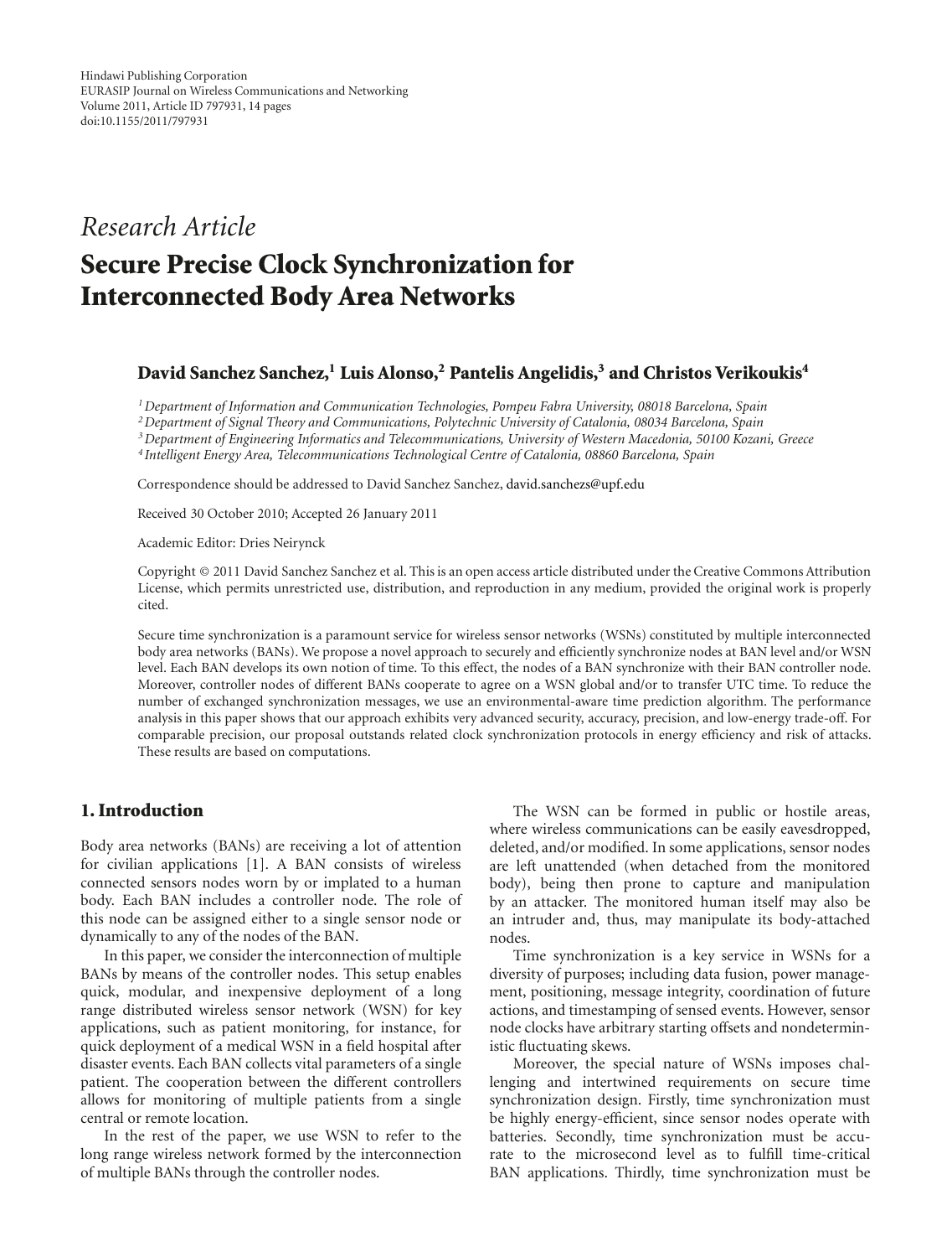Hindawi Publishing Corporation
EURASIP Journal on Wireless Communications and Networking
Volume 2011, Article ID 797931, 14 pages
doi:10.1155/2011/797931

*Research Article*

# Secure Precise Clock Synchronization for Interconnected Body Area Networks

**David Sanchez Sanchez,[1] Luis Alonso,[2] Pantelis Angelidis,[3] and Christos Verikoukis[4]**

[1] *Department of Information and Communication Technologies, Pompeu Fabra University, 08018 Barcelona, Spain*
[2] *Department of Signal Theory and Communications, Polytechnic University of Catalonia, 08034 Barcelona, Spain*
[3] *Department of Engineering Informatics and Telecommunications, University of Western Macedonia, 50100 Kozani, Greece*
[4] *Intelligent Energy Area, Telecommunications Technological Centre of Catalonia, 08860 Barcelona, Spain*

Correspondence should be addressed to David Sanchez Sanchez, david.sanchezs@upf.edu

Received 30 October 2010; Accepted 26 January 2011

Academic Editor: Dries Neirynck

Copyright © 2011 David Sanchez Sanchez et al. This is an open access article distributed under the Creative Commons Attribution License, which permits unrestricted use, distribution, and reproduction in any medium, provided the original work is properly cited.

Secure time synchronization is a paramount service for wireless sensor networks (WSNs) constituted by multiple interconnected body area networks (BANs). We propose a novel approach to securely and efficiently synchronize nodes at BAN level and/or WSN level. Each BAN develops its own notion of time. To this effect, the nodes of a BAN synchronize with their BAN controller node. Moreover, controller nodes of different BANs cooperate to agree on a WSN global and/or to transfer UTC time. To reduce the number of exchanged synchronization messages, we use an environmental-aware time prediction algorithm. The performance analysis in this paper shows that our approach exhibits very advanced security, accuracy, precision, and low-energy trade-off. For comparable precision, our proposal outstands related clock synchronization protocols in energy efficiency and risk of attacks. These results are based on computations.

## 1. Introduction

Body area networks (BANs) are receiving a lot of attention for civilian applications [1]. A BAN consists of wireless connected sensors nodes worn by or implated to a human body. Each BAN includes a controller node. The role of this node can be assigned either to a single sensor node or dynamically to any of the nodes of the BAN.

In this paper, we consider the interconnection of multiple BANs by means of the controller nodes. This setup enables quick, modular, and inexpensive deployment of a long range distributed wireless sensor network (WSN) for key applications, such as patient monitoring, for instance, for quick deployment of a medical WSN in a field hospital after disaster events. Each BAN collects vital parameters of a single patient. The cooperation between the different controllers allows for monitoring of multiple patients from a single central or remote location.

In the rest of the paper, we use WSN to refer to the long range wireless network formed by the interconnection of multiple BANs through the controller nodes.

The WSN can be formed in public or hostile areas, where wireless communications can be easily eavesdropped, deleted, and/or modified. In some applications, sensor nodes are left unattended (when detached from the monitored body), being then prone to capture and manipulation by an attacker. The monitored human itself may also be an intruder and, thus, may manipulate its body-attached nodes.

Time synchronization is a key service in WSNs for a diversity of purposes; including data fusion, power management, positioning, message integrity, coordination of future actions, and timestamping of sensed events. However, sensor node clocks have arbitrary starting offsets and nondeterministic fluctuating skews.

Moreover, the special nature of WSNs imposes challenging and intertwined requirements on secure time synchronization design. Firstly, time synchronization must be highly energy-efficient, since sensor nodes operate with batteries. Secondly, time synchronization must be accurate to the microsecond level as to fulfill time-critical BAN applications. Thirdly, time synchronization must be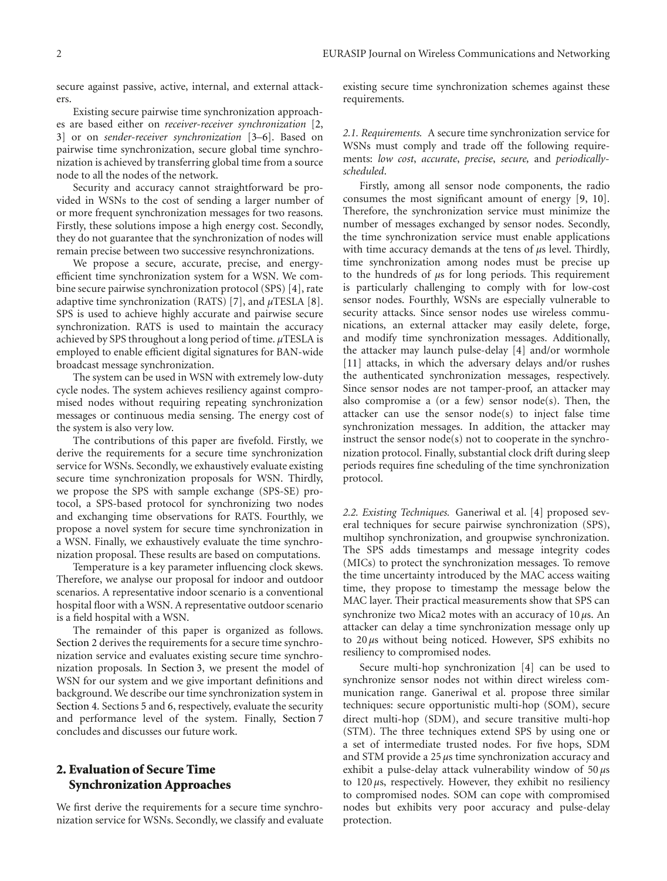secure against passive, active, internal, and external attackers.

Existing secure pairwise time synchronization approaches are based either on *receiver-receiver synchronization* [2, 3] or on *sender-receiver synchronization* [3–6]. Based on pairwise time synchronization, secure global time synchronization is achieved by transferring global time from a source node to all the nodes of the network.

Security and accuracy cannot straightforward be provided in WSNs to the cost of sending a larger number of or more frequent synchronization messages for two reasons. Firstly, these solutions impose a high energy cost. Secondly, they do not guarantee that the synchronization of nodes will remain precise between two successive resynchronizations.

We propose a secure, accurate, precise, and energy-efficient time synchronization system for a WSN. We combine secure pairwise synchronization protocol (SPS) [4], rate adaptive time synchronization (RATS) [7], and $\mu$TESLA [8]. SPS is used to achieve highly accurate and pairwise secure synchronization. RATS is used to maintain the accuracy achieved by SPS throughout a long period of time. $\mu$TESLA is employed to enable efficient digital signatures for BAN-wide broadcast message synchronization.

The system can be used in WSN with extremely low-duty cycle nodes. The system achieves resiliency against compromised nodes without requiring repeating synchronization messages or continuous media sensing. The energy cost of the system is also very low.

The contributions of this paper are fivefold. Firstly, we derive the requirements for a secure time synchronization service for WSNs. Secondly, we exhaustively evaluate existing secure time synchronization proposals for WSN. Thirdly, we propose the SPS with sample exchange (SPS-SE) protocol, a SPS-based protocol for synchronizing two nodes and exchanging time observations for RATS. Fourthly, we propose a novel system for secure time synchronization in a WSN. Finally, we exhaustively evaluate the time synchronization proposal. These results are based on computations.

Temperature is a key parameter influencing clock skews. Therefore, we analyse our proposal for indoor and outdoor scenarios. A representative indoor scenario is a conventional hospital floor with a WSN. A representative outdoor scenario is a field hospital with a WSN.

The remainder of this paper is organized as follows. Section 2 derives the requirements for a secure time synchronization service and evaluates existing secure time synchronization proposals. In Section 3, we present the model of WSN for our system and we give important definitions and background. We describe our time synchronization system in Section 4. Sections 5 and 6, respectively, evaluate the security and performance level of the system. Finally, Section 7 concludes and discusses our future work.

## 2. Evaluation of Secure Time Synchronization Approaches

We first derive the requirements for a secure time synchronization service for WSNs. Secondly, we classify and evaluate existing secure time synchronization schemes against these requirements.

*2.1. Requirements.* A secure time synchronization service for WSNs must comply and trade off the following requirements: *low cost*, *accurate*, *precise*, *secure,* and *periodically-scheduled*.

Firstly, among all sensor node components, the radio consumes the most significant amount of energy [9, 10]. Therefore, the synchronization service must minimize the number of messages exchanged by sensor nodes. Secondly, the time synchronization service must enable applications with time accuracy demands at the tens of $\mu$s level. Thirdly, time synchronization among nodes must be precise up to the hundreds of $\mu$s for long periods. This requirement is particularly challenging to comply with for low-cost sensor nodes. Fourthly, WSNs are especially vulnerable to security attacks. Since sensor nodes use wireless communications, an external attacker may easily delete, forge, and modify time synchronization messages. Additionally, the attacker may launch pulse-delay [4] and/or wormhole [11] attacks, in which the adversary delays and/or rushes the authenticated synchronization messages, respectively. Since sensor nodes are not tamper-proof, an attacker may also compromise a (or a few) sensor node(s). Then, the attacker can use the sensor node(s) to inject false time synchronization messages. In addition, the attacker may instruct the sensor node(s) not to cooperate in the synchronization protocol. Finally, substantial clock drift during sleep periods requires fine scheduling of the time synchronization protocol.

*2.2. Existing Techniques.* Ganeriwal et al. [4] proposed several techniques for secure pairwise synchronization (SPS), multihop synchronization, and groupwise synchronization. The SPS adds timestamps and message integrity codes (MICs) to protect the synchronization messages. To remove the time uncertainty introduced by the MAC access waiting time, they propose to timestamp the message below the MAC layer. Their practical measurements show that SPS can synchronize two Mica2 motes with an accuracy of 10 $\mu$s. An attacker can delay a time synchronization message only up to 20 $\mu$s without being noticed. However, SPS exhibits no resiliency to compromised nodes.

Secure multi-hop synchronization [4] can be used to synchronize sensor nodes not within direct wireless communication range. Ganeriwal et al. propose three similar techniques: secure opportunistic multi-hop (SOM), secure direct multi-hop (SDM), and secure transitive multi-hop (STM). The three techniques extend SPS by using one or a set of intermediate trusted nodes. For five hops, SDM and STM provide a 25 $\mu$s time synchronization accuracy and exhibit a pulse-delay attack vulnerability window of 50 $\mu$s to 120 $\mu$s, respectively. However, they exhibit no resiliency to compromised nodes. SOM can cope with compromised nodes but exhibits very poor accuracy and pulse-delay protection.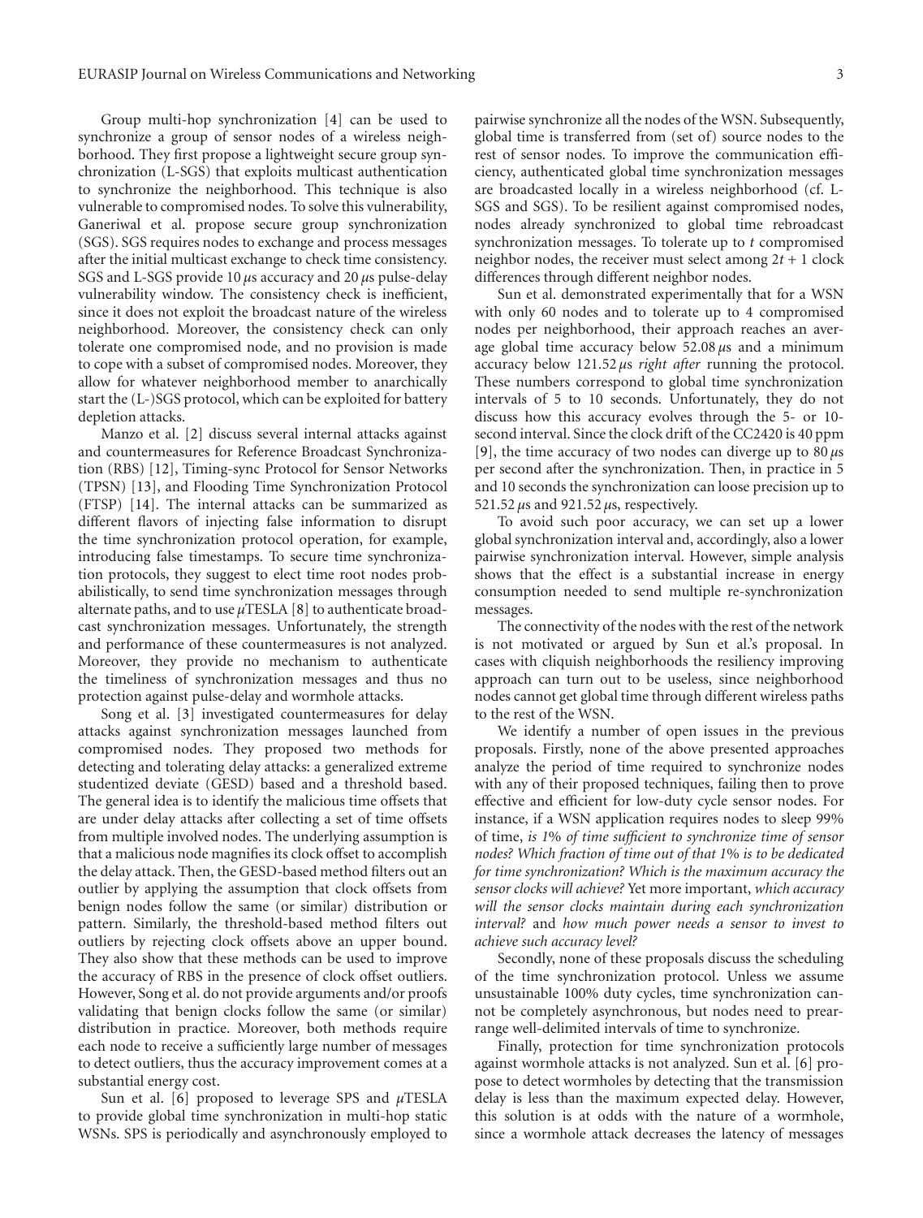Group multi-hop synchronization [4] can be used to synchronize a group of sensor nodes of a wireless neighborhood. They first propose a lightweight secure group synchronization (L-SGS) that exploits multicast authentication to synchronize the neighborhood. This technique is also vulnerable to compromised nodes. To solve this vulnerability, Ganeriwal et al. propose secure group synchronization (SGS). SGS requires nodes to exchange and process messages after the initial multicast exchange to check time consistency. SGS and L-SGS provide 10 $\mu$s accuracy and 20 $\mu$s pulse-delay vulnerability window. The consistency check is inefficient, since it does not exploit the broadcast nature of the wireless neighborhood. Moreover, the consistency check can only tolerate one compromised node, and no provision is made to cope with a subset of compromised nodes. Moreover, they allow for whatever neighborhood member to anarchically start the (L-)SGS protocol, which can be exploited for battery depletion attacks.

Manzo et al. [2] discuss several internal attacks against and countermeasures for Reference Broadcast Synchronization (RBS) [12], Timing-sync Protocol for Sensor Networks (TPSN) [13], and Flooding Time Synchronization Protocol (FTSP) [14]. The internal attacks can be summarized as different flavors of injecting false information to disrupt the time synchronization protocol operation, for example, introducing false timestamps. To secure time synchronization protocols, they suggest to elect time root nodes probabilistically, to send time synchronization messages through alternate paths, and to use $\mu$TESLA [8] to authenticate broadcast synchronization messages. Unfortunately, the strength and performance of these countermeasures is not analyzed. Moreover, they provide no mechanism to authenticate the timeliness of synchronization messages and thus no protection against pulse-delay and wormhole attacks.

Song et al. [3] investigated countermeasures for delay attacks against synchronization messages launched from compromised nodes. They proposed two methods for detecting and tolerating delay attacks: a generalized extreme studentized deviate (GESD) based and a threshold based. The general idea is to identify the malicious time offsets that are under delay attacks after collecting a set of time offsets from multiple involved nodes. The underlying assumption is that a malicious node magnifies its clock offset to accomplish the delay attack. Then, the GESD-based method filters out an outlier by applying the assumption that clock offsets from benign nodes follow the same (or similar) distribution or pattern. Similarly, the threshold-based method filters out outliers by rejecting clock offsets above an upper bound. They also show that these methods can be used to improve the accuracy of RBS in the presence of clock offset outliers. However, Song et al. do not provide arguments and/or proofs validating that benign clocks follow the same (or similar) distribution in practice. Moreover, both methods require each node to receive a sufficiently large number of messages to detect outliers, thus the accuracy improvement comes at a substantial energy cost.

Sun et al. [6] proposed to leverage SPS and $\mu$TESLA to provide global time synchronization in multi-hop static WSNs. SPS is periodically and asynchronously employed to pairwise synchronize all the nodes of the WSN. Subsequently, global time is transferred from (set of) source nodes to the rest of sensor nodes. To improve the communication efficiency, authenticated global time synchronization messages are broadcasted locally in a wireless neighborhood (cf. L-SGS and SGS). To be resilient against compromised nodes, nodes already synchronized to global time rebroadcast synchronization messages. To tolerate up to $t$ compromised neighbor nodes, the receiver must select among $2t + 1$ clock differences through different neighbor nodes.

Sun et al. demonstrated experimentally that for a WSN with only 60 nodes and to tolerate up to 4 compromised nodes per neighborhood, their approach reaches an average global time accuracy below 52.08 $\mu$s and a minimum accuracy below 121.52 $\mu$s *right after* running the protocol. These numbers correspond to global time synchronization intervals of 5 to 10 seconds. Unfortunately, they do not discuss how this accuracy evolves through the 5- or 10-second interval. Since the clock drift of the CC2420 is 40 ppm [9], the time accuracy of two nodes can diverge up to 80 $\mu$s per second after the synchronization. Then, in practice in 5 and 10 seconds the synchronization can loose precision up to 521.52 $\mu$s and 921.52 $\mu$s, respectively.

To avoid such poor accuracy, we can set up a lower global synchronization interval and, accordingly, also a lower pairwise synchronization interval. However, simple analysis shows that the effect is a substantial increase in energy consumption needed to send multiple re-synchronization messages.

The connectivity of the nodes with the rest of the network is not motivated or argued by Sun et al.'s proposal. In cases with cliquish neighborhoods the resiliency improving approach can turn out to be useless, since neighborhood nodes cannot get global time through different wireless paths to the rest of the WSN.

We identify a number of open issues in the previous proposals. Firstly, none of the above presented approaches analyze the period of time required to synchronize nodes with any of their proposed techniques, failing then to prove effective and efficient for low-duty cycle sensor nodes. For instance, if a WSN application requires nodes to sleep 99% of time, *is 1% of time sufficient to synchronize time of sensor nodes? Which fraction of time out of that 1% is to be dedicated for time synchronization? Which is the maximum accuracy the sensor clocks will achieve?* Yet more important, *which accuracy will the sensor clocks maintain during each synchronization interval?* and *how much power needs a sensor to invest to achieve such accuracy level?*

Secondly, none of these proposals discuss the scheduling of the time synchronization protocol. Unless we assume unsustainable 100% duty cycles, time synchronization cannot be completely asynchronous, but nodes need to prearrange well-delimited intervals of time to synchronize.

Finally, protection for time synchronization protocols against wormhole attacks is not analyzed. Sun et al. [6] propose to detect wormholes by detecting that the transmission delay is less than the maximum expected delay. However, this solution is at odds with the nature of a wormhole, since a wormhole attack decreases the latency of messages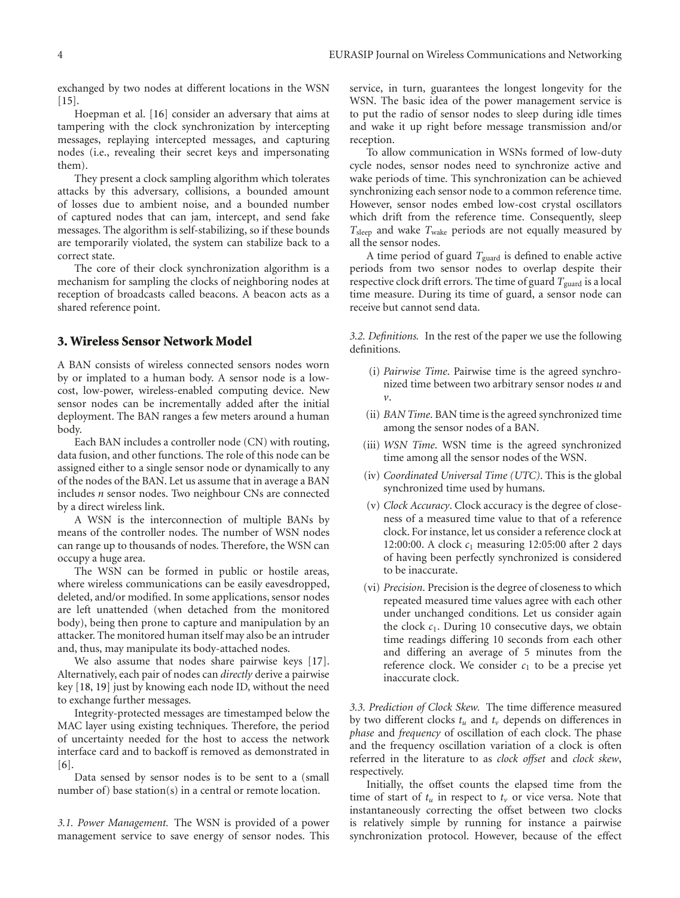exchanged by two nodes at different locations in the WSN [15].

Hoepman et al. [16] consider an adversary that aims at tampering with the clock synchronization by intercepting messages, replaying intercepted messages, and capturing nodes (i.e., revealing their secret keys and impersonating them).

They present a clock sampling algorithm which tolerates attacks by this adversary, collisions, a bounded amount of losses due to ambient noise, and a bounded number of captured nodes that can jam, intercept, and send fake messages. The algorithm is self-stabilizing, so if these bounds are temporarily violated, the system can stabilize back to a correct state.

The core of their clock synchronization algorithm is a mechanism for sampling the clocks of neighboring nodes at reception of broadcasts called beacons. A beacon acts as a shared reference point.

## 3. Wireless Sensor Network Model

A BAN consists of wireless connected sensors nodes worn by or implated to a human body. A sensor node is a low-cost, low-power, wireless-enabled computing device. New sensor nodes can be incrementally added after the initial deployment. The BAN ranges a few meters around a human body.

Each BAN includes a controller node (CN) with routing, data fusion, and other functions. The role of this node can be assigned either to a single sensor node or dynamically to any of the nodes of the BAN. Let us assume that in average a BAN includes $n$ sensor nodes. Two neighbour CNs are connected by a direct wireless link.

A WSN is the interconnection of multiple BANs by means of the controller nodes. The number of WSN nodes can range up to thousands of nodes. Therefore, the WSN can occupy a huge area.

The WSN can be formed in public or hostile areas, where wireless communications can be easily eavesdropped, deleted, and/or modified. In some applications, sensor nodes are left unattended (when detached from the monitored body), being then prone to capture and manipulation by an attacker. The monitored human itself may also be an intruder and, thus, may manipulate its body-attached nodes.

We also assume that nodes share pairwise keys [17]. Alternatively, each pair of nodes can *directly* derive a pairwise key [18, 19] just by knowing each node ID, without the need to exchange further messages.

Integrity-protected messages are timestamped below the MAC layer using existing techniques. Therefore, the period of uncertainty needed for the host to access the network interface card and to backoff is removed as demonstrated in [6].

Data sensed by sensor nodes is to be sent to a (small number of) base station(s) in a central or remote location.

*3.1. Power Management.* The WSN is provided of a power management service to save energy of sensor nodes. This service, in turn, guarantees the longest longevity for the WSN. The basic idea of the power management service is to put the radio of sensor nodes to sleep during idle times and wake it up right before message transmission and/or reception.

To allow communication in WSNs formed of low-duty cycle nodes, sensor nodes need to synchronize active and wake periods of time. This synchronization can be achieved synchronizing each sensor node to a common reference time. However, sensor nodes embed low-cost crystal oscillators which drift from the reference time. Consequently, sleep $T_{\text{sleep}}$ and wake $T_{\text{wake}}$ periods are not equally measured by all the sensor nodes.

A time period of guard $T_{\text{guard}}$ is defined to enable active periods from two sensor nodes to overlap despite their respective clock drift errors. The time of guard $T_{\text{guard}}$ is a local time measure. During its time of guard, a sensor node can receive but cannot send data.

*3.2. Definitions.* In the rest of the paper we use the following definitions.

(i) *Pairwise Time*. Pairwise time is the agreed synchronized time between two arbitrary sensor nodes $u$ and $v$.

(ii) *BAN Time*. BAN time is the agreed synchronized time among the sensor nodes of a BAN.

(iii) *WSN Time*. WSN time is the agreed synchronized time among all the sensor nodes of the WSN.

(iv) *Coordinated Universal Time (UTC)*. This is the global synchronized time used by humans.

(v) *Clock Accuracy*. Clock accuracy is the degree of closeness of a measured time value to that of a reference clock. For instance, let us consider a reference clock at 12:00:00. A clock $c_1$ measuring 12:05:00 after 2 days of having been perfectly synchronized is considered to be inaccurate.

(vi) *Precision*. Precision is the degree of closeness to which repeated measured time values agree with each other under unchanged conditions. Let us consider again the clock $c_1$. During 10 consecutive days, we obtain time readings differing 10 seconds from each other and differing an average of 5 minutes from the reference clock. We consider $c_1$ to be a precise yet inaccurate clock.

*3.3. Prediction of Clock Skew.* The time difference measured by two different clocks $t_u$ and $t_v$ depends on differences in *phase* and *frequency* of oscillation of each clock. The phase and the frequency oscillation variation of a clock is often referred in the literature to as *clock offset* and *clock skew*, respectively.

Initially, the offset counts the elapsed time from the time of start of $t_u$ in respect to $t_v$ or vice versa. Note that instantaneously correcting the offset between two clocks is relatively simple by running for instance a pairwise synchronization protocol. However, because of the effect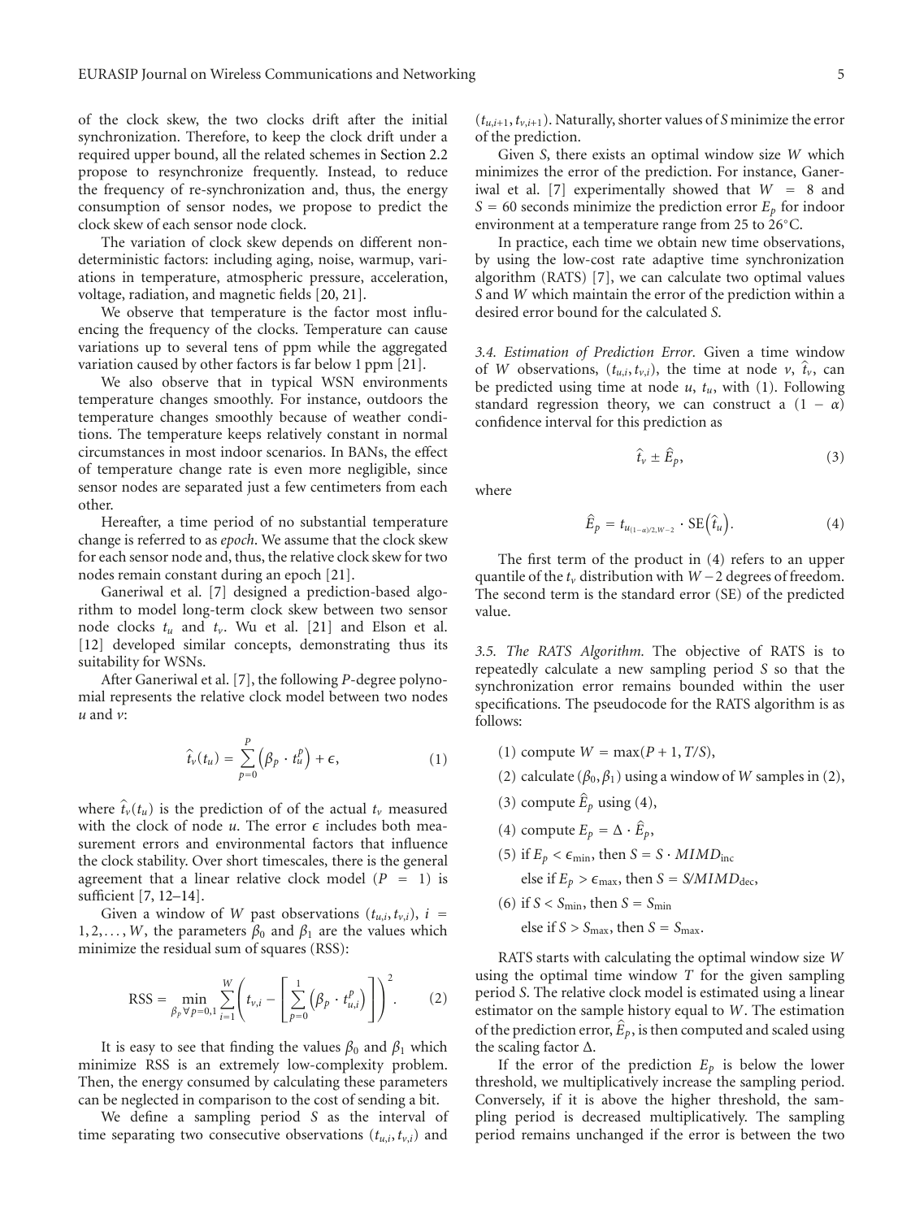of the clock skew, the two clocks drift after the initial synchronization. Therefore, to keep the clock drift under a required upper bound, all the related schemes in Section 2.2 propose to resynchronize frequently. Instead, to reduce the frequency of re-synchronization and, thus, the energy consumption of sensor nodes, we propose to predict the clock skew of each sensor node clock.

The variation of clock skew depends on different non-deterministic factors: including aging, noise, warmup, variations in temperature, atmospheric pressure, acceleration, voltage, radiation, and magnetic fields [20, 21].

We observe that temperature is the factor most influencing the frequency of the clocks. Temperature can cause variations up to several tens of ppm while the aggregated variation caused by other factors is far below 1 ppm [21].

We also observe that in typical WSN environments temperature changes smoothly. For instance, outdoors the temperature changes smoothly because of weather conditions. The temperature keeps relatively constant in normal circumstances in most indoor scenarios. In BANs, the effect of temperature change rate is even more negligible, since sensor nodes are separated just a few centimeters from each other.

Hereafter, a time period of no substantial temperature change is referred to as *epoch*. We assume that the clock skew for each sensor node and, thus, the relative clock skew for two nodes remain constant during an epoch [21].

Ganeriwal et al. [7] designed a prediction-based algorithm to model long-term clock skew between two sensor node clocks $t_u$ and $t_v$. Wu et al. [21] and Elson et al. [12] developed similar concepts, demonstrating thus its suitability for WSNs.

After Ganeriwal et al. [7], the following $P$-degree polynomial represents the relative clock model between two nodes $u$ and $v$:

$$\hat{t}_v(t_u) = \sum_{p=0}^{P} \left(\beta_p \cdot t_u^p\right) + \epsilon, \tag{1}$$

where $\hat{t}_v(t_u)$ is the prediction of of the actual $t_v$ measured with the clock of node $u$. The error $\epsilon$ includes both measurement errors and environmental factors that influence the clock stability. Over short timescales, there is the general agreement that a linear relative clock model ($P = 1$) is sufficient [7, 12–14].

Given a window of $W$ past observations $(t_{u,i}, t_{v,i})$, $i = 1, 2, \ldots, W$, the parameters $\beta_0$ and $\beta_1$ are the values which minimize the residual sum of squares (RSS):

$$\text{RSS} = \min_{\beta_p \forall p=0,1} \sum_{i=1}^{W} \left( t_{v,i} - \left[ \sum_{p=0}^{1} \left(\beta_p \cdot t_{u,i}^p\right) \right] \right)^2. \tag{2}$$

It is easy to see that finding the values $\beta_0$ and $\beta_1$ which minimize RSS is an extremely low-complexity problem. Then, the energy consumed by calculating these parameters can be neglected in comparison to the cost of sending a bit.

We define a sampling period $S$ as the interval of time separating two consecutive observations $(t_{u,i}, t_{v,i})$ and $(t_{u,i+1}, t_{v,i+1})$. Naturally, shorter values of $S$ minimize the error of the prediction.

Given $S$, there exists an optimal window size $W$ which minimizes the error of the prediction. For instance, Ganeriwal et al. [7] experimentally showed that $W = 8$ and $S = 60$ seconds minimize the prediction error $E_p$ for indoor environment at a temperature range from 25 to 26°C.

In practice, each time we obtain new time observations, by using the low-cost rate adaptive time synchronization algorithm (RATS) [7], we can calculate two optimal values $S$ and $W$ which maintain the error of the prediction within a desired error bound for the calculated $S$.

### 3.4. Estimation of Prediction Error.

Given a time window of $W$ observations, $(t_{u,i}, t_{v,i})$, the time at node $v$, $\hat{t}_v$, can be predicted using time at node $u$, $t_u$, with (1). Following standard regression theory, we can construct a $(1 - \alpha)$ confidence interval for this prediction as

$$\hat{t}_v \pm \hat{E}_p, \tag{3}$$

where

$$\hat{E}_p = t_{u_{(1-\alpha)/2, W-2}} \cdot \text{SE}\left(\hat{t}_u\right). \tag{4}$$

The first term of the product in (4) refers to an upper quantile of the $t_v$ distribution with $W - 2$ degrees of freedom. The second term is the standard error (SE) of the predicted value.

### 3.5. The RATS Algorithm.

The objective of RATS is to repeatedly calculate a new sampling period $S$ so that the synchronization error remains bounded within the user specifications. The pseudocode for the RATS algorithm is as follows:

(1) compute $W = \max(P + 1, T/S)$,

(2) calculate $(\beta_0, \beta_1)$ using a window of $W$ samples in (2),

(3) compute $\hat{E}_p$ using (4),

(4) compute $E_p = \Delta \cdot \hat{E}_p$,

(5) if $E_p < \epsilon_{\min}$, then $S = S \cdot MIMD_{\text{inc}}$
else if $E_p > \epsilon_{\max}$, then $S = S/MIMD_{\text{dec}}$,

(6) if $S < S_{\min}$, then $S = S_{\min}$
else if $S > S_{\max}$, then $S = S_{\max}$.

RATS starts with calculating the optimal window size $W$ using the optimal time window $T$ for the given sampling period $S$. The relative clock model is estimated using a linear estimator on the sample history equal to $W$. The estimation of the prediction error, $\hat{E}_p$, is then computed and scaled using the scaling factor $\Delta$.

If the error of the prediction $E_p$ is below the lower threshold, we multiplicatively increase the sampling period. Conversely, if it is above the higher threshold, the sampling period is decreased multiplicatively. The sampling period remains unchanged if the error is between the two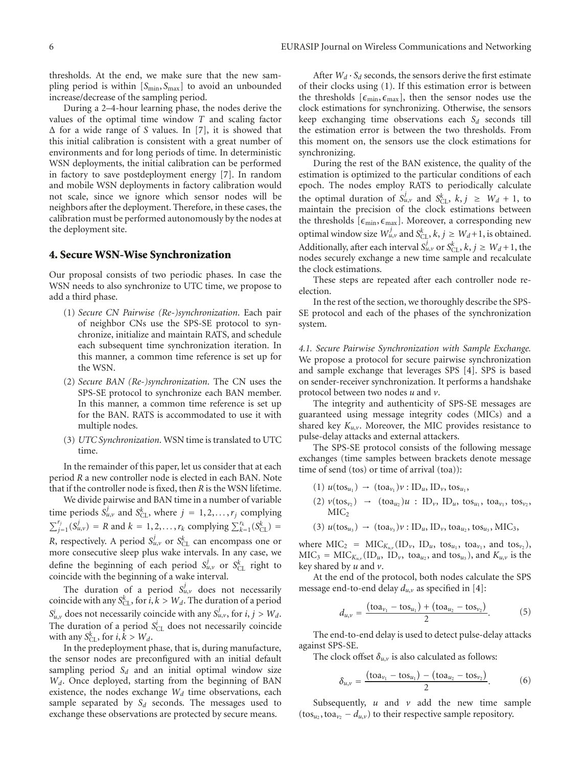thresholds. At the end, we make sure that the new sampling period is within $[S_{\min}, S_{\max}]$ to avoid an unbounded increase/decrease of the sampling period.

During a 2–4-hour learning phase, the nodes derive the values of the optimal time window $T$ and scaling factor $\Delta$ for a wide range of $S$ values. In [7], it is showed that this initial calibration is consistent with a great number of environments and for long periods of time. In deterministic WSN deployments, the initial calibration can be performed in factory to save postdeployment energy [7]. In random and mobile WSN deployments in factory calibration would not scale, since we ignore which sensor nodes will be neighbors after the deployment. Therefore, in these cases, the calibration must be performed autonomously by the nodes at the deployment site.

## 4. Secure WSN-Wise Synchronization

Our proposal consists of two periodic phases. In case the WSN needs to also synchronize to UTC time, we propose to add a third phase.

(1) *Secure CN Pairwise (Re-)synchronization*. Each pair of neighbor CNs use the SPS-SE protocol to synchronize, initialize and maintain RATS, and schedule each subsequent time synchronization iteration. In this manner, a common time reference is set up for the WSN.

(2) *Secure BAN (Re-)synchronization*. The CN uses the SPS-SE protocol to synchronize each BAN member. In this manner, a common time reference is set up for the BAN. RATS is accommodated to use it with multiple nodes.

(3) *UTC Synchronization*. WSN time is translated to UTC time.

In the remainder of this paper, let us consider that at each period $R$ a new controller node is elected in each BAN. Note that if the controller node is fixed, then $R$ is the WSN lifetime.

We divide pairwise and BAN time in a number of variable time periods $S^j_{u,v}$ and $S^k_{\text{CL}}$, where $j = 1, 2, \ldots, r_j$ complying $\sum_{j=1}^{r_j}(S^j_{u,v}) = R$ and $k = 1, 2, \ldots, r_k$ complying $\sum_{k=1}^{r_k}(S^k_{\text{CL}}) = R$, respectively. A period $S^j_{u,v}$ or $S^k_{\text{CL}}$ can encompass one or more consecutive sleep plus wake intervals. In any case, we define the beginning of each period $S^j_{u,v}$ or $S^k_{\text{CL}}$ right to coincide with the beginning of a wake interval.

The duration of a period $S^i_{u,v}$ does not necessarily coincide with any $S^k_{\text{CL}}$, for $i, k > W_d$. The duration of a period $S^i_{u,v}$ does not necessarily coincide with any $S^j_{u,v}$, for $i, j > W_d$. The duration of a period $S^i_{\text{CL}}$ does not necessarily coincide with any $S^k_{\text{CL}}$, for $i, k > W_d$.

In the predeployment phase, that is, during manufacture, the sensor nodes are preconfigured with an initial default sampling period $S_d$ and an initial optimal window size $W_d$. Once deployed, starting from the beginning of BAN existence, the nodes exchange $W_d$ time observations, each sample separated by $S_d$ seconds. The messages used to exchange these observations are protected by secure means.

After $W_d \cdot S_d$ seconds, the sensors derive the first estimate of their clocks using (1). If this estimation error is between the thresholds $[\epsilon_{\min}, \epsilon_{\max}]$, then the sensor nodes use the clock estimations for synchronizing. Otherwise, the sensors keep exchanging time observations each $S_d$ seconds till the estimation error is between the two thresholds. From this moment on, the sensors use the clock estimations for synchronizing.

During the rest of the BAN existence, the quality of the estimation is optimized to the particular conditions of each epoch. The nodes employ RATS to periodically calculate the optimal duration of $S^j_{u,v}$ and $S^k_{\text{CL}}$, $k, j \geq W_d + 1$, to maintain the precision of the clock estimations between the thresholds $[\epsilon_{\min}, \epsilon_{\max}]$. Moreover, a corresponding new optimal window size $W^j_{u,v}$ and $S^k_{\text{CL}}$, $k, j \geq W_d + 1$, is obtained. Additionally, after each interval $S^j_{u,v}$ or $S^k_{\text{CL}}$, $k, j \geq W_d + 1$, the nodes securely exchange a new time sample and recalculate the clock estimations.

These steps are repeated after each controller node re-election.

In the rest of the section, we thoroughly describe the SPS-SE protocol and each of the phases of the synchronization system.

*4.1. Secure Pairwise Synchronization with Sample Exchange.* We propose a protocol for secure pairwise synchronization and sample exchange that leverages SPS [4]. SPS is based on sender-receiver synchronization. It performs a handshake protocol between two nodes $u$ and $v$.

The integrity and authenticity of SPS-SE messages are guaranteed using message integrity codes (MICs) and a shared key $K_{u,v}$. Moreover, the MIC provides resistance to pulse-delay attacks and external attackers.

The SPS-SE protocol consists of the following message exchanges (time samples between brackets denote message time of send (tos) or time of arrival (toa)):

(1) $u(\text{tos}_{u_1}) \rightarrow (\text{toa}_{v_1})v : \text{ID}_u, \text{ID}_v, \text{tos}_{u_1}$,

(2) $v(\text{tos}_{v_2}) \rightarrow (\text{toa}_{u_2})u : \text{ID}_v, \text{ID}_u, \text{tos}_{u_1}, \text{toa}_{v_1}, \text{tos}_{v_2}, \text{MIC}_2$

(3) $u(\text{tos}_{u_3}) \rightarrow (\text{toa}_{v_3})v : \text{ID}_u, \text{ID}_v, \text{toa}_{u_2}, \text{tos}_{u_3}, \text{MIC}_3$,

where $\text{MIC}_2 = \text{MIC}_{K_{u,v}}(\text{ID}_v, \text{ID}_u, \text{tos}_{u_1}, \text{toa}_{v_1}, \text{and } \text{tos}_{v_2})$, $\text{MIC}_3 = \text{MIC}_{K_{u,v}}(\text{ID}_u, \text{ID}_v, \text{toa}_{u_2}, \text{and } \text{tos}_{u_3})$, and $K_{u,v}$ is the key shared by $u$ and $v$.

At the end of the protocol, both nodes calculate the SPS message end-to-end delay $d_{u,v}$ as specified in [4]:

$$d_{u,v} = \frac{(\text{toa}_{v_1} - \text{tos}_{u_1}) + (\text{toa}_{u_2} - \text{tos}_{v_2})}{2}. \tag{5}$$

The end-to-end delay is used to detect pulse-delay attacks against SPS-SE.

The clock offset $\delta_{u,v}$ is also calculated as follows:

$$\delta_{u,v} = \frac{(\text{toa}_{v_1} - \text{tos}_{u_1}) - (\text{toa}_{u_2} - \text{tos}_{v_2})}{2}. \tag{6}$$

Subsequently, $u$ and $v$ add the new time sample $(\text{tos}_{u_2}, \text{toa}_{v_2} - d_{u,v})$ to their respective sample repository.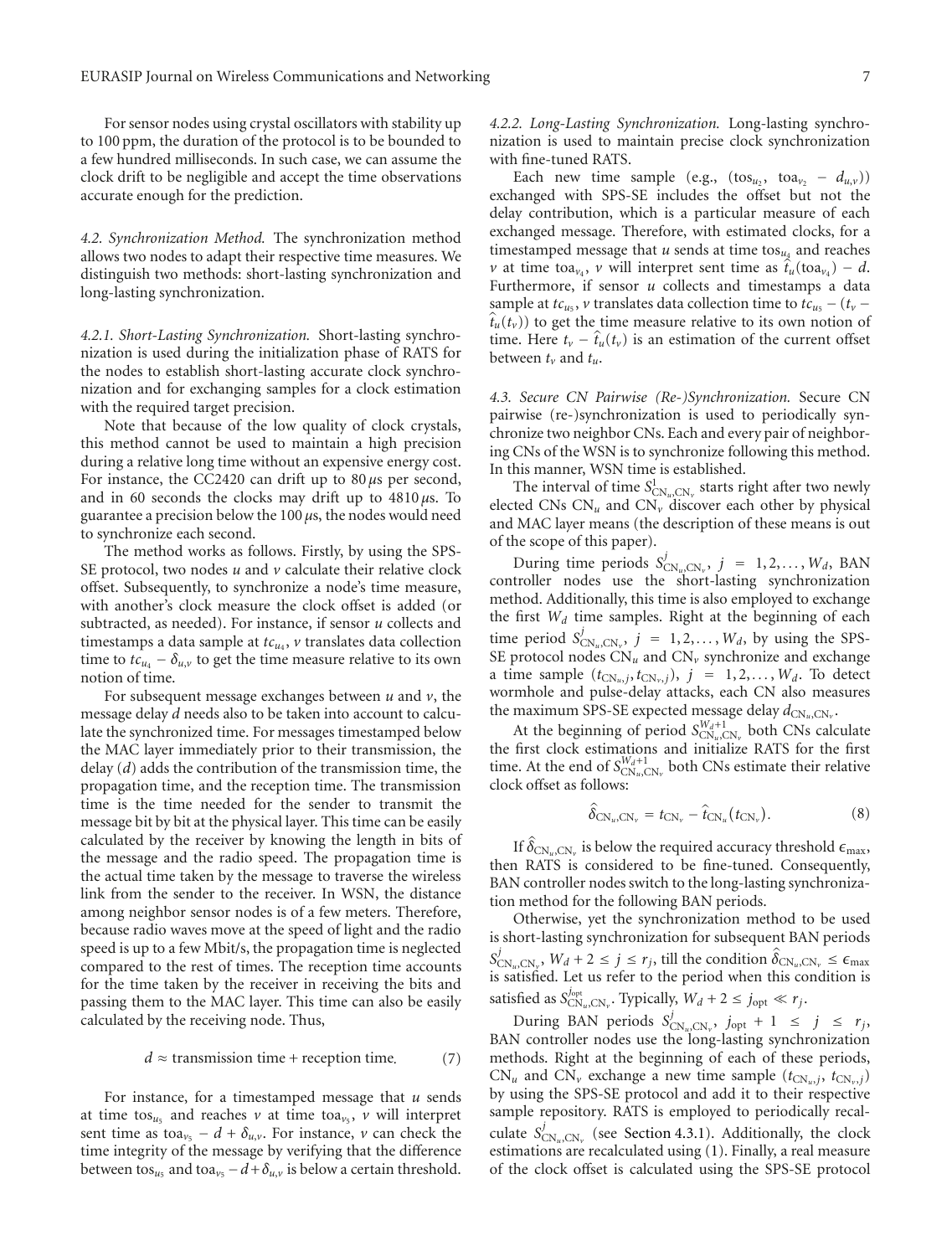For sensor nodes using crystal oscillators with stability up to 100 ppm, the duration of the protocol is to be bounded to a few hundred milliseconds. In such case, we can assume the clock drift to be negligible and accept the time observations accurate enough for the prediction.

*4.2. Synchronization Method.* The synchronization method allows two nodes to adapt their respective time measures. We distinguish two methods: short-lasting synchronization and long-lasting synchronization.

*4.2.1. Short-Lasting Synchronization.* Short-lasting synchronization is used during the initialization phase of RATS for the nodes to establish short-lasting accurate clock synchronization and for exchanging samples for a clock estimation with the required target precision.

Note that because of the low quality of clock crystals, this method cannot be used to maintain a high precision during a relative long time without an expensive energy cost. For instance, the CC2420 can drift up to 80 $\mu$s per second, and in 60 seconds the clocks may drift up to 4810 $\mu$s. To guarantee a precision below the 100 $\mu$s, the nodes would need to synchronize each second.

The method works as follows. Firstly, by using the SPS-SE protocol, two nodes $u$ and $v$ calculate their relative clock offset. Subsequently, to synchronize a node's time measure, with another's clock measure the clock offset is added (or subtracted, as needed). For instance, if sensor $u$ collects and timestamps a data sample at $tc_{u_4}$, $v$ translates data collection time to $tc_{u_4} - \delta_{u,v}$ to get the time measure relative to its own notion of time.

For subsequent message exchanges between $u$ and $v$, the message delay $d$ needs also to be taken into account to calculate the synchronized time. For messages timestamped below the MAC layer immediately prior to their transmission, the delay ($d$) adds the contribution of the transmission time, the propagation time, and the reception time. The transmission time is the time needed for the sender to transmit the message bit by bit at the physical layer. This time can be easily calculated by the receiver by knowing the length in bits of the message and the radio speed. The propagation time is the actual time taken by the message to traverse the wireless link from the sender to the receiver. In WSN, the distance among neighbor sensor nodes is of a few meters. Therefore, because radio waves move at the speed of light and the radio speed is up to a few Mbit/s, the propagation time is neglected compared to the rest of times. The reception time accounts for the time taken by the receiver in receiving the bits and passing them to the MAC layer. This time can also be easily calculated by the receiving node. Thus,

$$d \approx \text{transmission time} + \text{reception time}. \tag{7}$$

For instance, for a timestamped message that $u$ sends at time $\text{tos}_{u_5}$ and reaches $v$ at time $\text{toa}_{v_5}$, $v$ will interpret sent time as $\text{toa}_{v_5} - d + \delta_{u,v}$. For instance, $v$ can check the time integrity of the message by verifying that the difference between $\text{tos}_{u_5}$ and $\text{toa}_{v_5} - d + \delta_{u,v}$ is below a certain threshold.

*4.2.2. Long-Lasting Synchronization.* Long-lasting synchronization is used to maintain precise clock synchronization with fine-tuned RATS.

Each new time sample (e.g., $(\text{tos}_{u_2}, \text{toa}_{v_2} - d_{u,v})$) exchanged with SPS-SE includes the offset but not the delay contribution, which is a particular measure of each exchanged message. Therefore, with estimated clocks, for a timestamped message that $u$ sends at time $\text{tos}_{u_4}$ and reaches $v$ at time $\text{toa}_{v_4}$, $v$ will interpret sent time as $\hat{t}_u(\text{toa}_{v_4}) - d$. Furthermore, if sensor $u$ collects and timestamps a data sample at $tc_{u_5}$, $v$ translates data collection time to $tc_{u_5} - (t_v - \hat{t}_u(t_v))$ to get the time measure relative to its own notion of time. Here $t_v - \hat{t}_u(t_v)$ is an estimation of the current offset between $t_v$ and $t_u$.

*4.3. Secure CN Pairwise (Re-)Synchronization.* Secure CN pairwise (re-)synchronization is used to periodically synchronize two neighbor CNs. Each and every pair of neighboring CNs of the WSN is to synchronize following this method. In this manner, WSN time is established.

The interval of time $S^1_{\text{CN}_u,\text{CN}_v}$ starts right after two newly elected CNs $\text{CN}_u$ and $\text{CN}_v$ discover each other by physical and MAC layer means (the description of these means is out of the scope of this paper).

During time periods $S^j_{\text{CN}_u,\text{CN}_v}$, $j = 1, 2, \ldots, W_d$, BAN controller nodes use the short-lasting synchronization method. Additionally, this time is also employed to exchange the first $W_d$ time samples. Right at the beginning of each time period $S^j_{\text{CN}_u,\text{CN}_v}$, $j = 1, 2, \ldots, W_d$, by using the SPS-SE protocol nodes $\text{CN}_u$ and $\text{CN}_v$ synchronize and exchange a time sample $(t_{\text{CN}_u,j}, t_{\text{CN}_v,j})$, $j = 1, 2, \ldots, W_d$. To detect wormhole and pulse-delay attacks, each CN also measures the maximum SPS-SE expected message delay $d_{\text{CN}_u,\text{CN}_v}$.

At the beginning of period $S^{W_d+1}_{\text{CN}_u,\text{CN}_v}$ both CNs calculate the first clock estimations and initialize RATS for the first time. At the end of $S^{W_d+1}_{\text{CN}_u,\text{CN}_v}$ both CNs estimate their relative clock offset as follows:

$$\hat{\delta}_{\text{CN}_u,\text{CN}_v} = t_{\text{CN}_v} - \hat{t}_{\text{CN}_u}(t_{\text{CN}_v}). \tag{8}$$

If $\hat{\delta}_{\text{CN}_u,\text{CN}_v}$ is below the required accuracy threshold $\epsilon_{\max}$, then RATS is considered to be fine-tuned. Consequently, BAN controller nodes switch to the long-lasting synchronization method for the following BAN periods.

Otherwise, yet the synchronization method to be used is short-lasting synchronization for subsequent BAN periods $S^j_{\text{CN}_u,\text{CN}_v}$, $W_d + 2 \le j \le r_j$, till the condition $\hat{\delta}_{\text{CN}_u,\text{CN}_v} \le \epsilon_{\max}$ is satisfied. Let us refer to the period when this condition is satisfied as $S^{j_{\text{opt}}}_{\text{CN}_u,\text{CN}_v}$. Typically, $W_d + 2 \le j_{\text{opt}} \ll r_j$.

During BAN periods $S^j_{\text{CN}_u,\text{CN}_v}$, $j_{\text{opt}} + 1 \le j \le r_j$, BAN controller nodes use the long-lasting synchronization methods. Right at the beginning of each of these periods, $\text{CN}_u$ and $\text{CN}_v$ exchange a new time sample $(t_{\text{CN}_u,j}, t_{\text{CN}_v,j})$ by using the SPS-SE protocol and add it to their respective sample repository. RATS is employed to periodically recalculate $S^j_{\text{CN}_u,\text{CN}_v}$ (see Section 4.3.1). Additionally, the clock estimations are recalculated using (1). Finally, a real measure of the clock offset is calculated using the SPS-SE protocol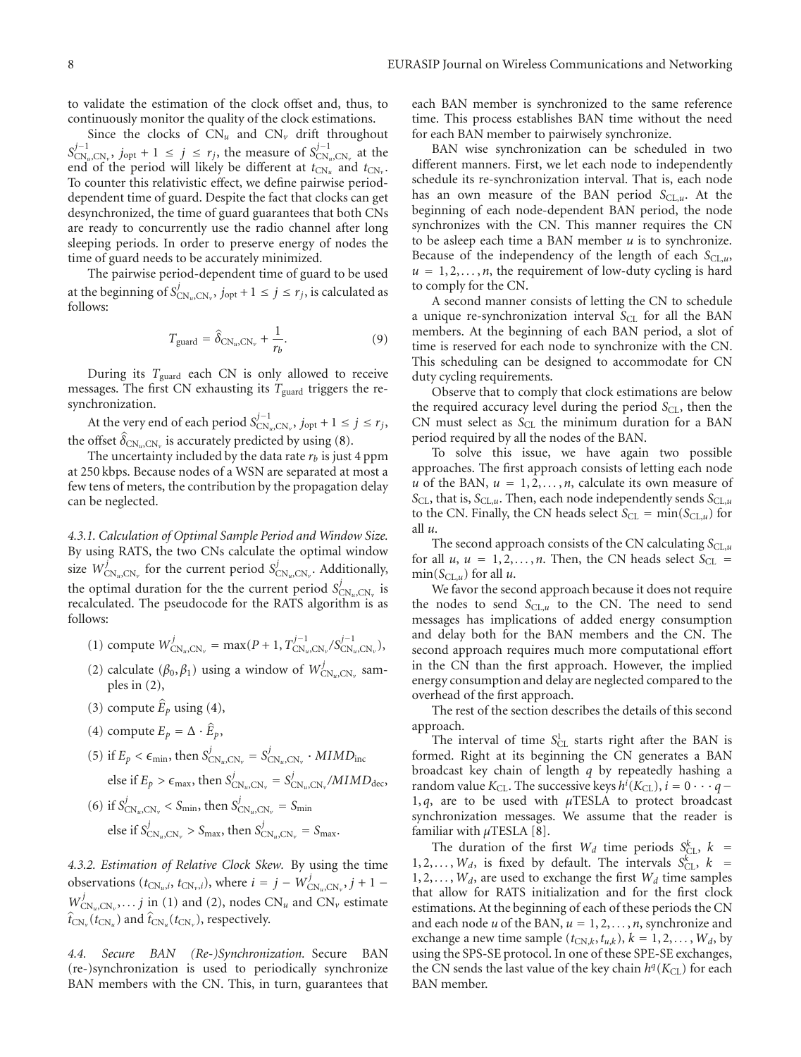to validate the estimation of the clock offset and, thus, to continuously monitor the quality of the clock estimations.

Since the clocks of $\mathrm{CN}_u$ and $\mathrm{CN}_v$ drift throughout $S^{j-1}_{\mathrm{CN}_u,\mathrm{CN}_v}$, $j_{\mathrm{opt}}+1 \le j \le r_j$, the measure of $S^{j-1}_{\mathrm{CN}_u,\mathrm{CN}_v}$ at the end of the period will likely be different at $t_{\mathrm{CN}_u}$ and $t_{\mathrm{CN}_v}$. To counter this relativistic effect, we define pairwise period-dependent time of guard. Despite the fact that clocks can get desynchronized, the time of guard guarantees that both CNs are ready to concurrently use the radio channel after long sleeping periods. In order to preserve energy of nodes the time of guard needs to be accurately minimized.

The pairwise period-dependent time of guard to be used at the beginning of $S^{j}_{\mathrm{CN}_u,\mathrm{CN}_v}$, $j_{\mathrm{opt}}+1 \le j \le r_j$, is calculated as follows:

$$T_{\mathrm{guard}} = \hat{\delta}_{\mathrm{CN}_u,\mathrm{CN}_v} + \frac{1}{r_b}. \tag{9}$$

During its $T_{\mathrm{guard}}$ each CN is only allowed to receive messages. The first CN exhausting its $T_{\mathrm{guard}}$ triggers the re-synchronization.

At the very end of each period $S^{j-1}_{\mathrm{CN}_u,\mathrm{CN}_v}$, $j_{\mathrm{opt}}+1 \le j \le r_j$, the offset $\hat{\delta}_{\mathrm{CN}_u,\mathrm{CN}_v}$ is accurately predicted by using (8).

The uncertainty included by the data rate $r_b$ is just 4 ppm at 250 kbps. Because nodes of a WSN are separated at most a few tens of meters, the contribution by the propagation delay can be neglected.

*4.3.1. Calculation of Optimal Sample Period and Window Size.* By using RATS, the two CNs calculate the optimal window size $W^{j}_{\mathrm{CN}_u,\mathrm{CN}_v}$ for the current period $S^{j}_{\mathrm{CN}_u,\mathrm{CN}_v}$. Additionally, the optimal duration for the the current period $S^{j}_{\mathrm{CN}_u,\mathrm{CN}_v}$ is recalculated. The pseudocode for the RATS algorithm is as follows:

(1) compute $W^{j}_{\mathrm{CN}_u,\mathrm{CN}_v} = \max(P+1, T^{j-1}_{\mathrm{CN}_u,\mathrm{CN}_v}/S^{j-1}_{\mathrm{CN}_u,\mathrm{CN}_v})$,

(2) calculate $(\beta_0, \beta_1)$ using a window of $W^{j}_{\mathrm{CN}_u,\mathrm{CN}_v}$ samples in (2),

(3) compute $\hat{E}_p$ using (4),

(4) compute $E_p = \Delta \cdot \hat{E}_p$,

(5) if $E_p < \epsilon_{\min}$, then $S^{j}_{\mathrm{CN}_u,\mathrm{CN}_v} = S^{j}_{\mathrm{CN}_u,\mathrm{CN}_v} \cdot MIMD_{\mathrm{inc}}$
else if $E_p > \epsilon_{\max}$, then $S^{j}_{\mathrm{CN}_u,\mathrm{CN}_v} = S^{j}_{\mathrm{CN}_u,\mathrm{CN}_v}/MIMD_{\mathrm{dec}}$,

(6) if $S^{j}_{\mathrm{CN}_u,\mathrm{CN}_v} < S_{\min}$, then $S^{j}_{\mathrm{CN}_u,\mathrm{CN}_v} = S_{\min}$
else if $S^{j}_{\mathrm{CN}_u,\mathrm{CN}_v} > S_{\max}$, then $S^{j}_{\mathrm{CN}_u,\mathrm{CN}_v} = S_{\max}$.

*4.3.2. Estimation of Relative Clock Skew.* By using the time observations $(t_{\mathrm{CN}_u,i}, t_{\mathrm{CN}_v,i})$, where $i = j - W^{j}_{\mathrm{CN}_u,\mathrm{CN}_v}, j+1-W^{j}_{\mathrm{CN}_u,\mathrm{CN}_v}, \ldots j$ in (1) and (2), nodes $\mathrm{CN}_u$ and $\mathrm{CN}_v$ estimate $\hat{t}_{\mathrm{CN}_v}(t_{\mathrm{CN}_u})$ and $\hat{t}_{\mathrm{CN}_u}(t_{\mathrm{CN}_v})$, respectively.

*4.4. Secure BAN (Re-)Synchronization.* Secure BAN (re-)synchronization is used to periodically synchronize BAN members with the CN. This, in turn, guarantees that each BAN member is synchronized to the same reference time. This process establishes BAN time without the need for each BAN member to pairwisely synchronize.

BAN wise synchronization can be scheduled in two different manners. First, we let each node to independently schedule its re-synchronization interval. That is, each node has an own measure of the BAN period $S_{\mathrm{CL},u}$. At the beginning of each node-dependent BAN period, the node synchronizes with the CN. This manner requires the CN to be asleep each time a BAN member $u$ is to synchronize. Because of the independency of the length of each $S_{\mathrm{CL},u}$, $u = 1, 2, \ldots, n$, the requirement of low-duty cycling is hard to comply for the CN.

A second manner consists of letting the CN to schedule a unique re-synchronization interval $S_{\mathrm{CL}}$ for all the BAN members. At the beginning of each BAN period, a slot of time is reserved for each node to synchronize with the CN. This scheduling can be designed to accommodate for CN duty cycling requirements.

Observe that to comply that clock estimations are below the required accuracy level during the period $S_{\mathrm{CL}}$, then the CN must select as $S_{\mathrm{CL}}$ the minimum duration for a BAN period required by all the nodes of the BAN.

To solve this issue, we have again two possible approaches. The first approach consists of letting each node $u$ of the BAN, $u = 1, 2, \ldots, n$, calculate its own measure of $S_{\mathrm{CL}}$, that is, $S_{\mathrm{CL},u}$. Then, each node independently sends $S_{\mathrm{CL},u}$ to the CN. Finally, the CN heads select $S_{\mathrm{CL}} = \min(S_{\mathrm{CL},u})$ for all $u$.

The second approach consists of the CN calculating $S_{\mathrm{CL},u}$ for all $u$, $u = 1, 2, \ldots, n$. Then, the CN heads select $S_{\mathrm{CL}} = \min(S_{\mathrm{CL},u})$ for all $u$.

We favor the second approach because it does not require the nodes to send $S_{\mathrm{CL},u}$ to the CN. The need to send messages has implications of added energy consumption and delay both for the BAN members and the CN. The second approach requires much more computational effort in the CN than the first approach. However, the implied energy consumption and delay are neglected compared to the overhead of the first approach.

The rest of the section describes the details of this second approach.

The interval of time $S^{1}_{\mathrm{CL}}$ starts right after the BAN is formed. Right at its beginning the CN generates a BAN broadcast key chain of length $q$ by repeatedly hashing a random value $K_{\mathrm{CL}}$. The successive keys $h^{i}(K_{\mathrm{CL}})$, $i = 0 \cdots q-1, q$, are to be used with $\mu$TESLA to protect broadcast synchronization messages. We assume that the reader is familiar with $\mu$TESLA [8].

The duration of the first $W_d$ time periods $S^{k}_{\mathrm{CL}}$, $k = 1, 2, \ldots, W_d$, is fixed by default. The intervals $S^{k}_{\mathrm{CL}}$, $k = 1, 2, \ldots, W_d$, are used to exchange the first $W_d$ time samples that allow for RATS initialization and for the first clock estimations. At the beginning of each of these periods the CN and each node $u$ of the BAN, $u = 1, 2, \ldots, n$, synchronize and exchange a new time sample $(t_{\mathrm{CN},k}, t_{u,k})$, $k = 1, 2, \ldots, W_d$, by using the SPS-SE protocol. In one of these SPE-SE exchanges, the CN sends the last value of the key chain $h^{q}(K_{\mathrm{CL}})$ for each BAN member.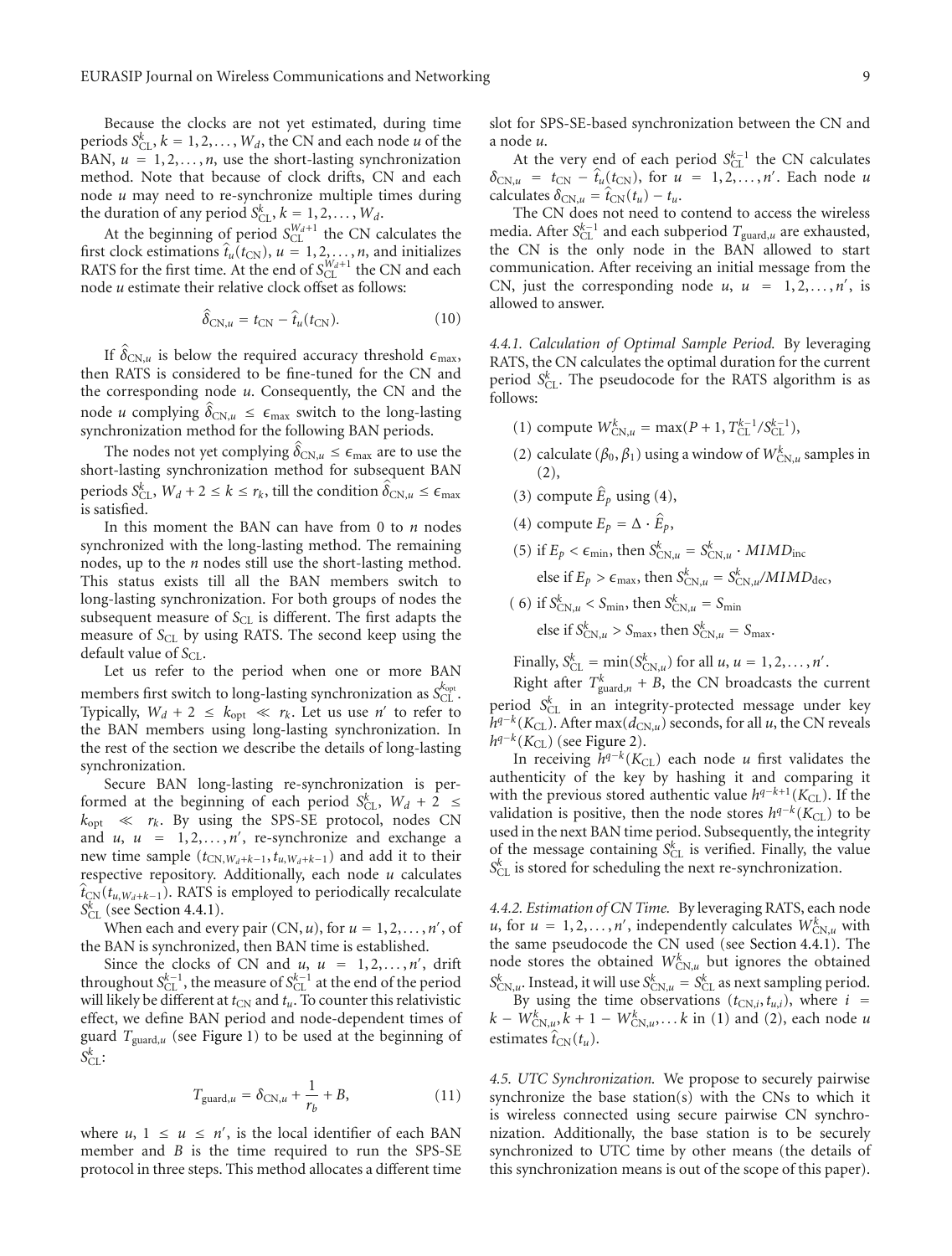Because the clocks are not yet estimated, during time periods $S_{\text{CL}}^k$, $k = 1, 2, \ldots, W_d$, the CN and each node $u$ of the BAN, $u = 1, 2, \ldots, n$, use the short-lasting synchronization method. Note that because of clock drifts, CN and each node $u$ may need to re-synchronize multiple times during the duration of any period $S_{\text{CL}}^k$, $k = 1, 2, \ldots, W_d$.

At the beginning of period $S_{\text{CL}}^{W_d+1}$ the CN calculates the first clock estimations $\hat{t}_u(t_{\text{CN}})$, $u = 1, 2, \ldots, n$, and initializes RATS for the first time. At the end of $S_{\text{CL}}^{W_d+1}$ the CN and each node $u$ estimate their relative clock offset as follows:

$$\hat{\delta}_{\text{CN},u} = t_{\text{CN}} - \hat{t}_u(t_{\text{CN}}). \tag{10}$$

If $\hat{\delta}_{\text{CN},u}$ is below the required accuracy threshold $\epsilon_{\max}$, then RATS is considered to be fine-tuned for the CN and the corresponding node $u$. Consequently, the CN and the node $u$ complying $\hat{\delta}_{\text{CN},u} \leq \epsilon_{\max}$ switch to the long-lasting synchronization method for the following BAN periods.

The nodes not yet complying $\hat{\delta}_{\text{CN},u} \leq \epsilon_{\max}$ are to use the short-lasting synchronization method for subsequent BAN periods $S_{\text{CL}}^k$, $W_d + 2 \leq k \leq r_k$, till the condition $\hat{\delta}_{\text{CN},u} \leq \epsilon_{\max}$ is satisfied.

In this moment the BAN can have from 0 to $n$ nodes synchronized with the long-lasting method. The remaining nodes, up to the $n$ nodes still use the short-lasting method. This status exists till all the BAN members switch to long-lasting synchronization. For both groups of nodes the subsequent measure of $S_{\text{CL}}$ is different. The first adapts the measure of $S_{\text{CL}}$ by using RATS. The second keep using the default value of $S_{\text{CL}}$.

Let us refer to the period when one or more BAN members first switch to long-lasting synchronization as $S_{\text{CL}}^{k_{\text{opt}}}$. Typically, $W_d + 2 \leq k_{\text{opt}} \ll r_k$. Let us use $n'$ to refer to the BAN members using long-lasting synchronization. In the rest of the section we describe the details of long-lasting synchronization.

Secure BAN long-lasting re-synchronization is performed at the beginning of each period $S_{\text{CL}}^k$, $W_d + 2 \leq k_{\text{opt}} \ll r_k$. By using the SPS-SE protocol, nodes CN and $u$, $u = 1, 2, \ldots, n'$, re-synchronize and exchange a new time sample $(t_{\text{CN},W_d+k-1}, t_{u,W_d+k-1})$ and add it to their respective repository. Additionally, each node $u$ calculates $\hat{t}_{\text{CN}}(t_{u,W_d+k-1})$. RATS is employed to periodically recalculate $S_{\text{CL}}^k$ (see Section 4.4.1).

When each and every pair (CN, $u$), for $u = 1, 2, \ldots, n'$, of the BAN is synchronized, then BAN time is established.

Since the clocks of CN and $u$, $u = 1, 2, \ldots, n'$, drift throughout $S_{\text{CL}}^{k-1}$, the measure of $S_{\text{CL}}^{k-1}$ at the end of the period will likely be different at $t_{\text{CN}}$ and $t_u$. To counter this relativistic effect, we define BAN period and node-dependent times of guard $T_{\text{guard},u}$ (see Figure 1) to be used at the beginning of $S_{\text{CL}}^k$:

$$T_{\text{guard},u} = \delta_{\text{CN},u} + \frac{1}{r_b} + B, \tag{11}$$

where $u$, $1 \leq u \leq n'$, is the local identifier of each BAN member and $B$ is the time required to run the SPS-SE protocol in three steps. This method allocates a different time slot for SPS-SE-based synchronization between the CN and a node $u$.

At the very end of each period $S_{\text{CL}}^{k-1}$ the CN calculates $\delta_{\text{CN},u} = t_{\text{CN}} - \hat{t}_u(t_{\text{CN}})$, for $u = 1, 2, \ldots, n'$. Each node $u$ calculates $\delta_{\text{CN},u} = \hat{t}_{\text{CN}}(t_u) - t_u$.

The CN does not need to contend to access the wireless media. After $S_{\text{CL}}^{k-1}$ and each subperiod $T_{\text{guard},u}$ are exhausted, the CN is the only node in the BAN allowed to start communication. After receiving an initial message from the CN, just the corresponding node $u$, $u = 1, 2, \ldots, n'$, is allowed to answer.

*4.4.1. Calculation of Optimal Sample Period.* By leveraging RATS, the CN calculates the optimal duration for the current period $S_{\text{CL}}^k$. The pseudocode for the RATS algorithm is as follows:

(1) compute $W_{\text{CN},u}^k = \max(P + 1, T_{\text{CL}}^{k-1}/S_{\text{CL}}^{k-1})$,

(2) calculate $(\beta_0, \beta_1)$ using a window of $W_{\text{CN},u}^k$ samples in (2),

(3) compute $\hat{E}_p$ using (4),

(4) compute $E_p = \Delta \cdot \hat{E}_p$,

(5) if $E_p < \epsilon_{\min}$, then $S_{\text{CN},u}^k = S_{\text{CN},u}^k \cdot MIMD_{\text{inc}}$
else if $E_p > \epsilon_{\max}$, then $S_{\text{CN},u}^k = S_{\text{CN},u}^k / MIMD_{\text{dec}}$,

(6) if $S_{\text{CN},u}^k < S_{\min}$, then $S_{\text{CN},u}^k = S_{\min}$
else if $S_{\text{CN},u}^k > S_{\max}$, then $S_{\text{CN},u}^k = S_{\max}$.

Finally, $S_{\text{CL}}^k = \min(S_{\text{CN},u}^k)$ for all $u$, $u = 1, 2, \ldots, n'$.

Right after $T_{\text{guard},n}^k + B$, the CN broadcasts the current period $S_{\text{CL}}^k$ in an integrity-protected message under key $h^{q-k}(K_{\text{CL}})$. After $\max(d_{\text{CN},u})$ seconds, for all $u$, the CN reveals $h^{q-k}(K_{\text{CL}})$ (see Figure 2).

In receiving $h^{q-k}(K_{\text{CL}})$ each node $u$ first validates the authenticity of the key by hashing it and comparing it with the previous stored authentic value $h^{q-k+1}(K_{\text{CL}})$. If the validation is positive, then the node stores $h^{q-k}(K_{\text{CL}})$ to be used in the next BAN time period. Subsequently, the integrity of the message containing $S_{\text{CL}}^k$ is verified. Finally, the value $S_{\text{CL}}^k$ is stored for scheduling the next re-synchronization.

*4.4.2. Estimation of CN Time.* By leveraging RATS, each node $u$, for $u = 1, 2, \ldots, n'$, independently calculates $W_{\text{CN},u}^k$ with the same pseudocode the CN used (see Section 4.4.1). The node stores the obtained $W_{\text{CN},u}^k$ but ignores the obtained $S_{\text{CN},u}^k$. Instead, it will use $S_{\text{CN},u}^k = S_{\text{CL}}^k$ as next sampling period.

By using the time observations $(t_{\text{CN},i}, t_{u,i})$, where $i = k - W_{\text{CN},u}^k, k + 1 - W_{\text{CN},u}^k, \ldots k$ in (1) and (2), each node $u$ estimates $\hat{t}_{\text{CN}}(t_u)$.

*4.5. UTC Synchronization.* We propose to securely pairwise synchronize the base station(s) with the CNs to which it is wireless connected using secure pairwise CN synchronization. Additionally, the base station is to be securely synchronized to UTC time by other means (the details of this synchronization means is out of the scope of this paper).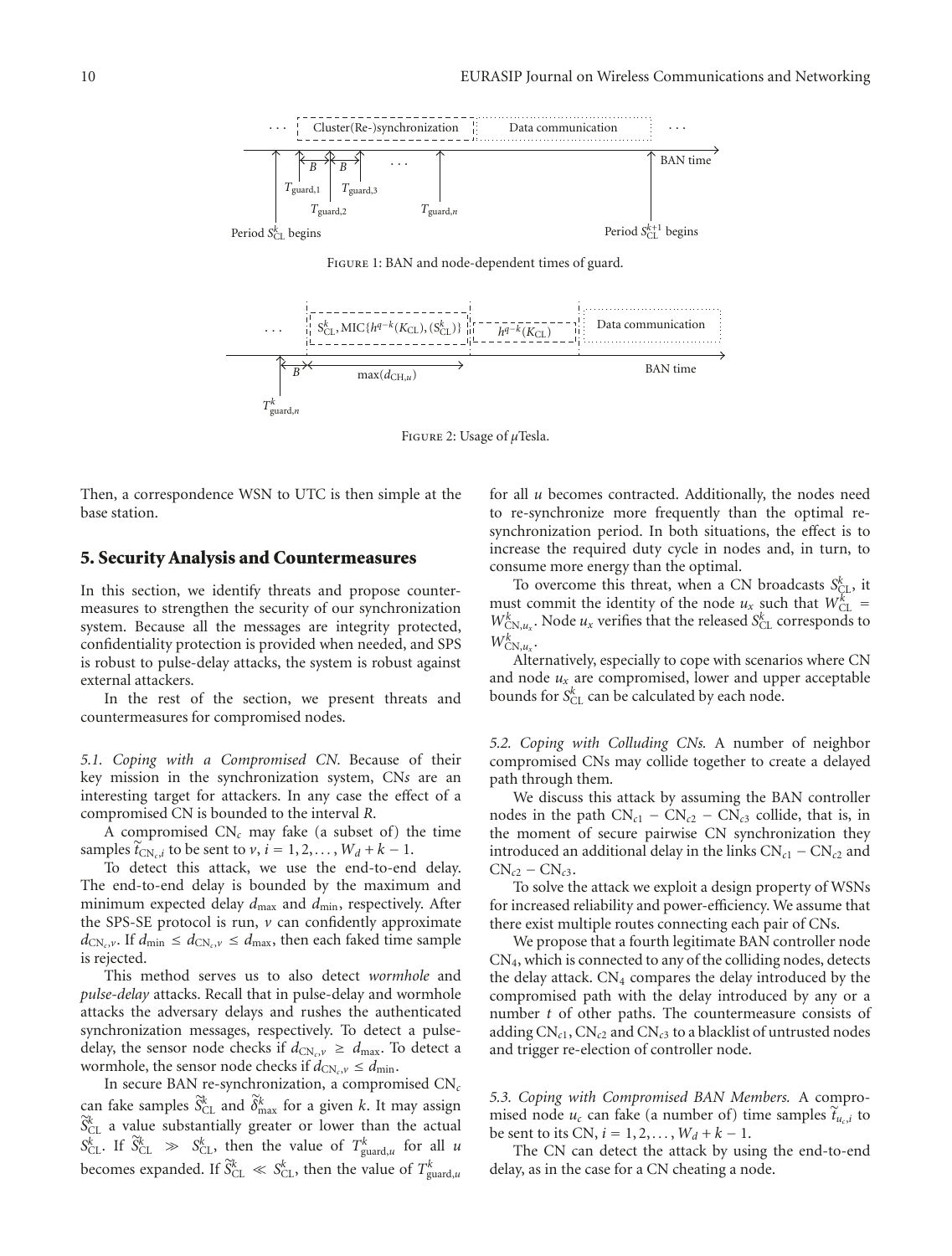FIGURE 1: BAN and node-dependent times of guard.

FIGURE 2: Usage of $\mu$Tesla.

Then, a correspondence WSN to UTC is then simple at the base station.

## 5. Security Analysis and Countermeasures

In this section, we identify threats and propose countermeasures to strengthen the security of our synchronization system. Because all the messages are integrity protected, confidentiality protection is provided when needed, and SPS is robust to pulse-delay attacks, the system is robust against external attackers.

In the rest of the section, we present threats and countermeasures for compromised nodes.

*5.1. Coping with a Compromised CN.* Because of their key mission in the synchronization system, CN*s* are an interesting target for attackers. In any case the effect of a compromised CN is bounded to the interval $R$.

A compromised $CN_c$ may fake (a subset of) the time samples $\tilde{t}_{CN_c,i}$ to be sent to $v$, $i = 1, 2, \ldots, W_d + k - 1$.

To detect this attack, we use the end-to-end delay. The end-to-end delay is bounded by the maximum and minimum expected delay $d_{\max}$ and $d_{\min}$, respectively. After the SPS-SE protocol is run, $v$ can confidently approximate $d_{CN_c,v}$. If $d_{\min} \le d_{CN_c,v} \le d_{\max}$, then each faked time sample is rejected.

This method serves us to also detect *wormhole* and *pulse-delay* attacks. Recall that in pulse-delay and wormhole attacks the adversary delays and rushes the authenticated synchronization messages, respectively. To detect a pulse-delay, the sensor node checks if $d_{CN_c,v} \ge d_{\max}$. To detect a wormhole, the sensor node checks if $d_{CN_c,v} \le d_{\min}$.

In secure BAN re-synchronization, a compromised $CN_c$ can fake samples $\tilde{S}^k_{CL}$ and $\tilde{\delta}^k_{\max}$ for a given $k$. It may assign $\tilde{S}^k_{CL}$ a value substantially greater or lower than the actual $S^k_{CL}$. If $\tilde{S}^k_{CL} \gg S^k_{CL}$, then the value of $T^k_{\text{guard},u}$ for all $u$ becomes expanded. If $\tilde{S}^k_{CL} \ll S^k_{CL}$, then the value of $T^k_{\text{guard},u}$ for all $u$ becomes contracted. Additionally, the nodes need to re-synchronize more frequently than the optimal re-synchronization period. In both situations, the effect is to increase the required duty cycle in nodes and, in turn, to consume more energy than the optimal.

To overcome this threat, when a CN broadcasts $S^k_{CL}$, it must commit the identity of the node $u_x$ such that $W^k_{CL} = W^k_{CN,u_x}$. Node $u_x$ verifies that the released $S^k_{CL}$ corresponds to $W^k_{CN,u_x}$.

Alternatively, especially to cope with scenarios where CN and node $u_x$ are compromised, lower and upper acceptable bounds for $S^k_{CL}$ can be calculated by each node.

*5.2. Coping with Colluding CNs.* A number of neighbor compromised CNs may collide together to create a delayed path through them.

We discuss this attack by assuming the BAN controller nodes in the path $CN_{c1} - CN_{c2} - CN_{c3}$ collide, that is, in the moment of secure pairwise CN synchronization they introduced an additional delay in the links $CN_{c1} - CN_{c2}$ and $CN_{c2} - CN_{c3}$.

To solve the attack we exploit a design property of WSNs for increased reliability and power-efficiency. We assume that there exist multiple routes connecting each pair of CNs.

We propose that a fourth legitimate BAN controller node $CN_4$, which is connected to any of the colliding nodes, detects the delay attack. $CN_4$ compares the delay introduced by the compromised path with the delay introduced by any or a number $t$ of other paths. The countermeasure consists of adding $CN_{c1}$, $CN_{c2}$ and $CN_{c3}$ to a blacklist of untrusted nodes and trigger re-election of controller node.

*5.3. Coping with Compromised BAN Members.* A compromised node $u_c$ can fake (a number of) time samples $\tilde{t}_{u_c,i}$ to be sent to its CN, $i = 1, 2, \ldots, W_d + k - 1$.

The CN can detect the attack by using the end-to-end delay, as in the case for a CN cheating a node.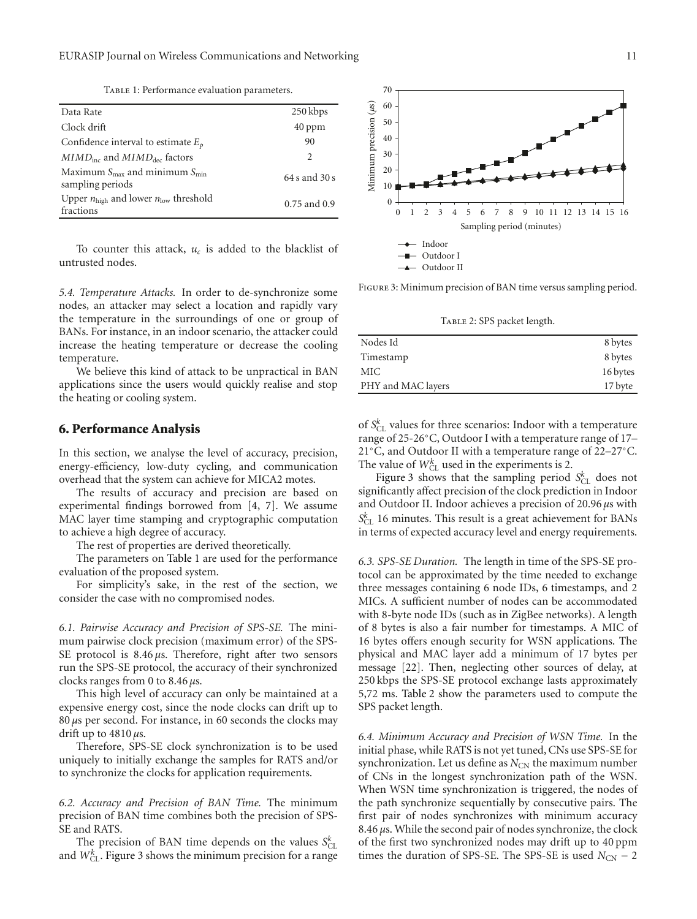Table 1: Performance evaluation parameters.

| | |
|---|---|
| Data Rate | 250 kbps |
| Clock drift | 40 ppm |
| Confidence interval to estimate $E_p$ | 90 |
| $MIMD_{inc}$ and $MIMD_{dec}$ factors | 2 |
| Maximum $S_{max}$ and minimum $S_{min}$ sampling periods | 64 s and 30 s |
| Upper $n_{high}$ and lower $n_{low}$ threshold fractions | 0.75 and 0.9 |

To counter this attack, $u_c$ is added to the blacklist of untrusted nodes.

*5.4. Temperature Attacks.* In order to de-synchronize some nodes, an attacker may select a location and rapidly vary the temperature in the surroundings of one or group of BANs. For instance, in an indoor scenario, the attacker could increase the heating temperature or decrease the cooling temperature.

We believe this kind of attack to be unpractical in BAN applications since the users would quickly realise and stop the heating or cooling system.

## 6. Performance Analysis

In this section, we analyse the level of accuracy, precision, energy-efficiency, low-duty cycling, and communication overhead that the system can achieve for MICA2 motes.

The results of accuracy and precision are based on experimental findings borrowed from [4, 7]. We assume MAC layer time stamping and cryptographic computation to achieve a high degree of accuracy.

The rest of properties are derived theoretically.

The parameters on Table 1 are used for the performance evaluation of the proposed system.

For simplicity's sake, in the rest of the section, we consider the case with no compromised nodes.

*6.1. Pairwise Accuracy and Precision of SPS-SE.* The minimum pairwise clock precision (maximum error) of the SPS-SE protocol is 8.46 $\mu$s. Therefore, right after two sensors run the SPS-SE protocol, the accuracy of their synchronized clocks ranges from 0 to 8.46 $\mu$s.

This high level of accuracy can only be maintained at a expensive energy cost, since the node clocks can drift up to 80 $\mu$s per second. For instance, in 60 seconds the clocks may drift up to 4810 $\mu$s.

Therefore, SPS-SE clock synchronization is to be used uniquely to initially exchange the samples for RATS and/or to synchronize the clocks for application requirements.

*6.2. Accuracy and Precision of BAN Time.* The minimum precision of BAN time combines both the precision of SPS-SE and RATS.

The precision of BAN time depends on the values $S^k_{CL}$ and $W^k_{CL}$. Figure 3 shows the minimum precision for a range of $S^k_{CL}$ values for three scenarios: Indoor with a temperature range of 25-26°C, Outdoor I with a temperature range of 17–21°C, and Outdoor II with a temperature range of 22–27°C. The value of $W^k_{CL}$ used in the experiments is 2.

Figure 3: Minimum precision of BAN time versus sampling period.

Figure 3 shows that the sampling period $S^k_{CL}$ does not significantly affect precision of the clock prediction in Indoor and Outdoor II. Indoor achieves a precision of 20.96 $\mu$s with $S^k_{CL}$ 16 minutes. This result is a great achievement for BANs in terms of expected accuracy level and energy requirements.

Table 2: SPS packet length.

| | |
|---|---|
| Nodes Id | 8 bytes |
| Timestamp | 8 bytes |
| MIC | 16 bytes |
| PHY and MAC layers | 17 byte |

*6.3. SPS-SE Duration.* The length in time of the SPS-SE protocol can be approximated by the time needed to exchange three messages containing 6 node IDs, 6 timestamps, and 2 MICs. A sufficient number of nodes can be accommodated with 8-byte node IDs (such as in ZigBee networks). A length of 8 bytes is also a fair number for timestamps. A MIC of 16 bytes offers enough security for WSN applications. The physical and MAC layer add a minimum of 17 bytes per message [22]. Then, neglecting other sources of delay, at 250 kbps the SPS-SE protocol exchange lasts approximately 5,72 ms. Table 2 show the parameters used to compute the SPS packet length.

*6.4. Minimum Accuracy and Precision of WSN Time.* In the initial phase, while RATS is not yet tuned, CNs use SPS-SE for synchronization. Let us define as $N_{CN}$ the maximum number of CNs in the longest synchronization path of the WSN. When WSN time synchronization is triggered, the nodes of the path synchronize sequentially by consecutive pairs. The first pair of nodes synchronizes with minimum accuracy 8.46 $\mu$s. While the second pair of nodes synchronize, the clock of the first two synchronized nodes may drift up to 40 ppm times the duration of SPS-SE. The SPS-SE is used $N_{CN} - 2$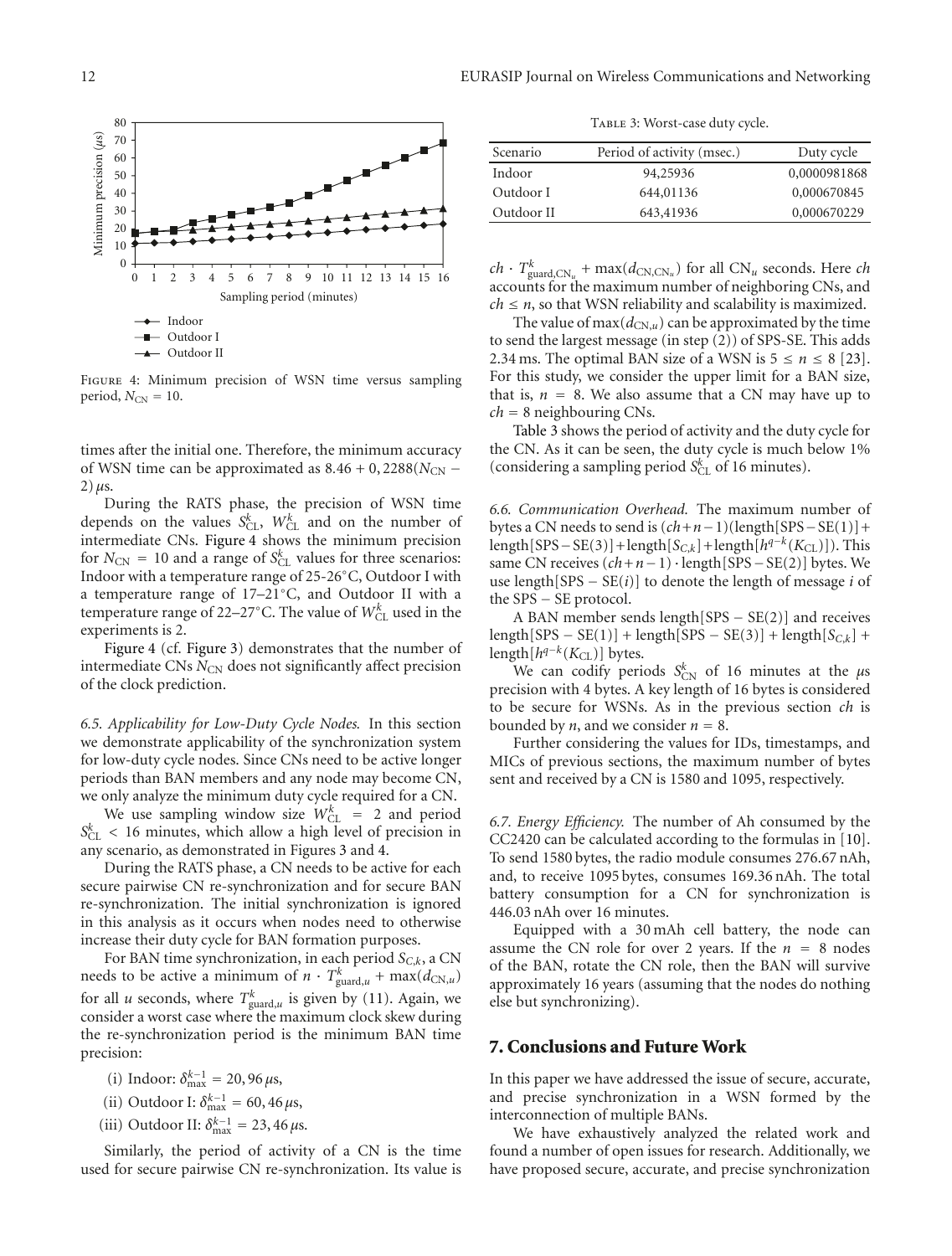Figure 4: Minimum precision of WSN time versus sampling period, $N_{CN} = 10$.

times after the initial one. Therefore, the minimum accuracy of WSN time can be approximated as $8.46 + 0,2288(N_{CN} - 2)\,\mu s$.

During the RATS phase, the precision of WSN time depends on the values $S_{CL}^k$, $W_{CL}^k$ and on the number of intermediate CNs. Figure 4 shows the minimum precision for $N_{CN} = 10$ and a range of $S_{CL}^k$ values for three scenarios: Indoor with a temperature range of 25-26°C, Outdoor I with a temperature range of 17–21°C, and Outdoor II with a temperature range of 22–27°C. The value of $W_{CL}^k$ used in the experiments is 2.

Figure 4 (cf. Figure 3) demonstrates that the number of intermediate CNs $N_{CN}$ does not significantly affect precision of the clock prediction.

*6.5. Applicability for Low-Duty Cycle Nodes.* In this section we demonstrate applicability of the synchronization system for low-duty cycle nodes. Since CNs need to be active longer periods than BAN members and any node may become CN, we only analyze the minimum duty cycle required for a CN.

We use sampling window size $W_{CL}^k = 2$ and period $S_{CL}^k < 16$ minutes, which allow a high level of precision in any scenario, as demonstrated in Figures 3 and 4.

During the RATS phase, a CN needs to be active for each secure pairwise CN re-synchronization and for secure BAN re-synchronization. The initial synchronization is ignored in this analysis as it occurs when nodes need to otherwise increase their duty cycle for BAN formation purposes.

For BAN time synchronization, in each period $S_{C,k}$, a CN needs to be active a minimum of $n \cdot T_{\text{guard},u}^k + \max(d_{CN,u})$ for all $u$ seconds, where $T_{\text{guard},u}^k$ is given by (11). Again, we consider a worst case where the maximum clock skew during the re-synchronization period is the minimum BAN time precision:

(i) Indoor: $\delta_{\max}^{k-1} = 20,96\,\mu s$,

(ii) Outdoor I: $\delta_{\max}^{k-1} = 60,46\,\mu s$,

(iii) Outdoor II: $\delta_{\max}^{k-1} = 23,46\,\mu s$.

Similarly, the period of activity of a CN is the time used for secure pairwise CN re-synchronization. Its value is $ch \cdot T_{\text{guard},CN_u}^k + \max(d_{CN,CN_u})$ for all $CN_u$ seconds. Here $ch$ accounts for the maximum number of neighboring CNs, and $ch \le n$, so that WSN reliability and scalability is maximized.

Table 3: Worst-case duty cycle.

| Scenario | Period of activity (msec.) | Duty cycle |
|---|---|---|
| Indoor | 94,25936 | 0,0000981868 |
| Outdoor I | 644,01136 | 0,000670845 |
| Outdoor II | 643,41936 | 0,000670229 |

The value of $\max(d_{CN,u})$ can be approximated by the time to send the largest message (in step (2)) of SPS-SE. This adds 2.34 ms. The optimal BAN size of a WSN is $5 \le n \le 8$ [23]. For this study, we consider the upper limit for a BAN size, that is, $n = 8$. We also assume that a CN may have up to $ch = 8$ neighbouring CNs.

Table 3 shows the period of activity and the duty cycle for the CN. As it can be seen, the duty cycle is much below 1% (considering a sampling period $S_{CL}^k$ of 16 minutes).

*6.6. Communication Overhead.* The maximum number of bytes a CN needs to send is $(ch+n-1)(\text{length}[\text{SPS}-\text{SE}(1)] + \text{length}[\text{SPS}-\text{SE}(3)] + \text{length}[S_{C,k}] + \text{length}[h^{q-k}(K_{CL})])$. This same CN receives $(ch+n-1) \cdot \text{length}[\text{SPS}-\text{SE}(2)]$ bytes. We use $\text{length}[\text{SPS} - \text{SE}(i)]$ to denote the length of message $i$ of the SPS − SE protocol.

A BAN member sends $\text{length}[\text{SPS} - \text{SE}(2)]$ and receives $\text{length}[\text{SPS} - \text{SE}(1)] + \text{length}[\text{SPS} - \text{SE}(3)] + \text{length}[S_{C,k}] + \text{length}[h^{q-k}(K_{CL})]$ bytes.

We can codify periods $S_{CN}^k$ of 16 minutes at the $\mu s$ precision with 4 bytes. A key length of 16 bytes is considered to be secure for WSNs. As in the previous section $ch$ is bounded by $n$, and we consider $n = 8$.

Further considering the values for IDs, timestamps, and MICs of previous sections, the maximum number of bytes sent and received by a CN is 1580 and 1095, respectively.

*6.7. Energy Efficiency.* The number of Ah consumed by the CC2420 can be calculated according to the formulas in [10]. To send 1580 bytes, the radio module consumes 276.67 nAh, and, to receive 1095 bytes, consumes 169.36 nAh. The total battery consumption for a CN for synchronization is 446.03 nAh over 16 minutes.

Equipped with a 30 mAh cell battery, the node can assume the CN role for over 2 years. If the $n = 8$ nodes of the BAN, rotate the CN role, then the BAN will survive approximately 16 years (assuming that the nodes do nothing else but synchronizing).

## 7. Conclusions and Future Work

In this paper we have addressed the issue of secure, accurate, and precise synchronization in a WSN formed by the interconnection of multiple BANs.

We have exhaustively analyzed the related work and found a number of open issues for research. Additionally, we have proposed secure, accurate, and precise synchronization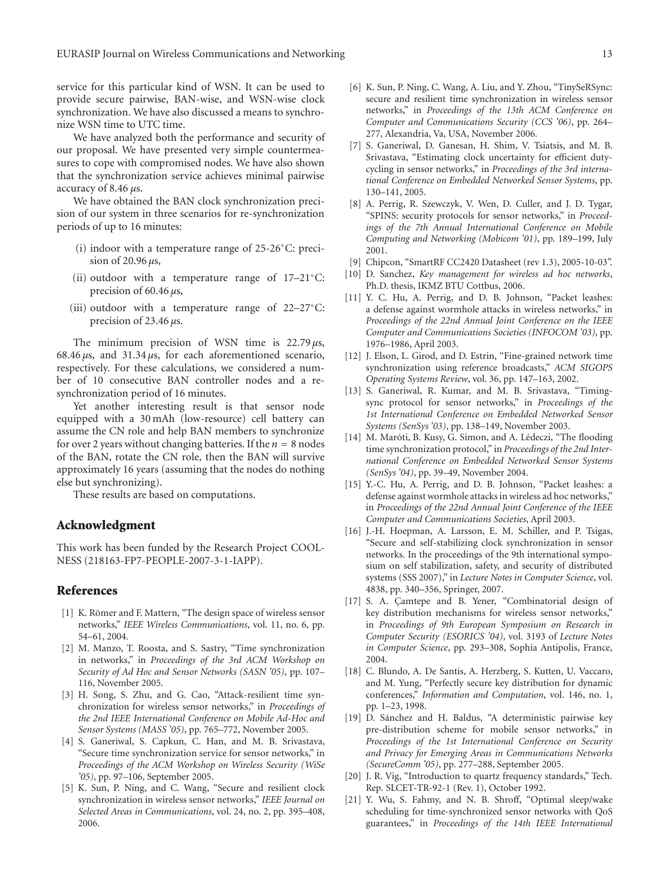service for this particular kind of WSN. It can be used to provide secure pairwise, BAN-wise, and WSN-wise clock synchronization. We have also discussed a means to synchronize WSN time to UTC time.

We have analyzed both the performance and security of our proposal. We have presented very simple countermeasures to cope with compromised nodes. We have also shown that the synchronization service achieves minimal pairwise accuracy of 8.46 $\mu$s.

We have obtained the BAN clock synchronization precision of our system in three scenarios for re-synchronization periods of up to 16 minutes:

(i) indoor with a temperature range of 25-26°C: precision of 20.96 $\mu$s,

(ii) outdoor with a temperature range of 17–21°C: precision of 60.46 $\mu$s,

(iii) outdoor with a temperature range of 22–27°C: precision of 23.46 $\mu$s.

The minimum precision of WSN time is 22.79 $\mu$s, 68.46 $\mu$s, and 31.34 $\mu$s, for each aforementioned scenario, respectively. For these calculations, we considered a number of 10 consecutive BAN controller nodes and a re-synchronization period of 16 minutes.

Yet another interesting result is that sensor node equipped with a 30 mAh (low-resource) cell battery can assume the CN role and help BAN members to synchronize for over 2 years without changing batteries. If the $n = 8$ nodes of the BAN, rotate the CN role, then the BAN will survive approximately 16 years (assuming that the nodes do nothing else but synchronizing).

These results are based on computations.

## Acknowledgment

This work has been funded by the Research Project COOLNESS (218163-FP7-PEOPLE-2007-3-1-IAPP).

## References

[1] K. Römer and F. Mattern, "The design space of wireless sensor networks," *IEEE Wireless Communications*, vol. 11, no. 6, pp. 54–61, 2004.

[2] M. Manzo, T. Roosta, and S. Sastry, "Time synchronization in networks," in *Proceedings of the 3rd ACM Workshop on Security of Ad Hoc and Sensor Networks (SASN '05)*, pp. 107–116, November 2005.

[3] H. Song, S. Zhu, and G. Cao, "Attack-resilient time synchronization for wireless sensor networks," in *Proceedings of the 2nd IEEE International Conference on Mobile Ad-Hoc and Sensor Systems (MASS '05)*, pp. 765–772, November 2005.

[4] S. Ganeriwal, S. Capkun, C. Han, and M. B. Srivastava, "Secure time synchronization service for sensor networks," in *Proceedings of the ACM Workshop on Wireless Security (WiSe '05)*, pp. 97–106, September 2005.

[5] K. Sun, P. Ning, and C. Wang, "Secure and resilient clock synchronization in wireless sensor networks," *IEEE Journal on Selected Areas in Communications*, vol. 24, no. 2, pp. 395–408, 2006.

[6] K. Sun, P. Ning, C. Wang, A. Liu, and Y. Zhou, "TinySeRSync: secure and resilient time synchronization in wireless sensor networks," in *Proceedings of the 13th ACM Conference on Computer and Communications Security (CCS '06)*, pp. 264–277, Alexandria, Va, USA, November 2006.

[7] S. Ganeriwal, D. Ganesan, H. Shim, V. Tsiatsis, and M. B. Srivastava, "Estimating clock uncertainty for efficient duty-cycling in sensor networks," in *Proceedings of the 3rd international Conference on Embedded Networked Sensor Systems*, pp. 130–141, 2005.

[8] A. Perrig, R. Szewczyk, V. Wen, D. Culler, and J. D. Tygar, "SPINS: security protocols for sensor networks," in *Proceedings of the 7th Annual International Conference on Mobile Computing and Networking (Mobicom '01)*, pp. 189–199, July 2001.

[9] Chipcon, "SmartRF CC2420 Datasheet (rev 1.3), 2005-10-03".

[10] D. Sanchez, *Key management for wireless ad hoc networks*, Ph.D. thesis, IKMZ BTU Cottbus, 2006.

[11] Y. C. Hu, A. Perrig, and D. B. Johnson, "Packet leashes: a defense against wormhole attacks in wireless networks," in *Proceedings of the 22nd Annual Joint Conference on the IEEE Computer and Communications Societies (INFOCOM '03)*, pp. 1976–1986, April 2003.

[12] J. Elson, L. Girod, and D. Estrin, "Fine-grained network time synchronization using reference broadcasts," *ACM SIGOPS Operating Systems Review*, vol. 36, pp. 147–163, 2002.

[13] S. Ganeriwal, R. Kumar, and M. B. Srivastava, "Timing-sync protocol for sensor networks," in *Proceedings of the 1st International Conference on Embedded Networked Sensor Systems (SenSys '03)*, pp. 138–149, November 2003.

[14] M. Maróti, B. Kusy, G. Simon, and A. Lédeczi, "The flooding time synchronization protocol," in *Proceedings of the 2nd International Conference on Embedded Networked Sensor Systems (SenSys '04)*, pp. 39–49, November 2004.

[15] Y.-C. Hu, A. Perrig, and D. B. Johnson, "Packet leashes: a defense against wormhole attacks in wireless ad hoc networks," in *Proceedings of the 22nd Annual Joint Conference of the IEEE Computer and Communications Societies*, April 2003.

[16] J.-H. Hoepman, A. Larsson, E. M. Schiller, and P. Tsigas, "Secure and self-stabilizing clock synchronization in sensor networks. In the proceedings of the 9th international symposium on self stabilization, safety, and security of distributed systems (SSS 2007)," in *Lecture Notes in Computer Science*, vol. 4838, pp. 340–356, Springer, 2007.

[17] S. A. Çamtepe and B. Yener, "Combinatorial design of key distribution mechanisms for wireless sensor networks," in *Proceedings of 9th European Symposium on Research in Computer Security (ESORICS '04)*, vol. 3193 of *Lecture Notes in Computer Science*, pp. 293–308, Sophia Antipolis, France, 2004.

[18] C. Blundo, A. De Santis, A. Herzberg, S. Kutten, U. Vaccaro, and M. Yung, "Perfectly secure key distribution for dynamic conferences," *Information and Computation*, vol. 146, no. 1, pp. 1–23, 1998.

[19] D. Sánchez and H. Baldus, "A deterministic pairwise key pre-distribution scheme for mobile sensor networks," in *Proceedings of the 1st International Conference on Security and Privacy for Emerging Areas in Communications Networks (SecureComm '05)*, pp. 277–288, September 2005.

[20] J. R. Vig, "Introduction to quartz frequency standards," Tech. Rep. SLCET-TR-92-1 (Rev. 1), October 1992.

[21] Y. Wu, S. Fahmy, and N. B. Shroff, "Optimal sleep/wake scheduling for time-synchronized sensor networks with QoS guarantees," in *Proceedings of the 14th IEEE International*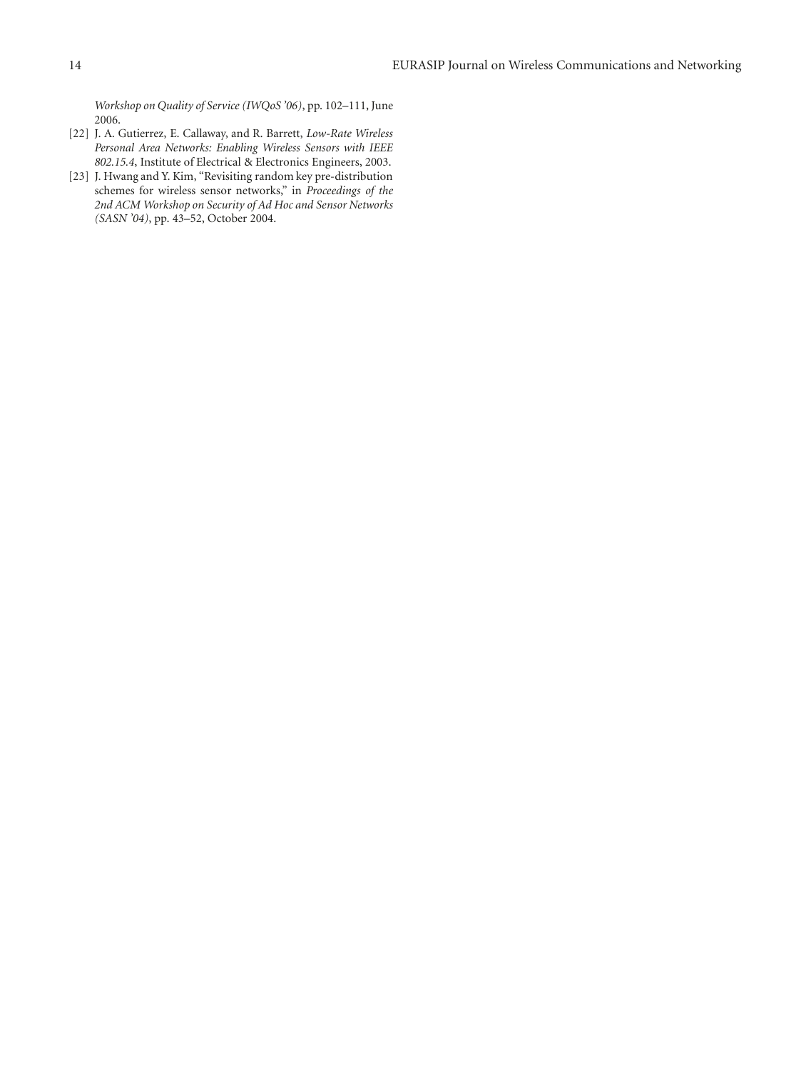*Workshop on Quality of Service (IWQoS '06)*, pp. 102–111, June 2006.

[22] J. A. Gutierrez, E. Callaway, and R. Barrett, *Low-Rate Wireless Personal Area Networks: Enabling Wireless Sensors with IEEE 802.15.4*, Institute of Electrical & Electronics Engineers, 2003.

[23] J. Hwang and Y. Kim, "Revisiting random key pre-distribution schemes for wireless sensor networks," in *Proceedings of the 2nd ACM Workshop on Security of Ad Hoc and Sensor Networks (SASN '04)*, pp. 43–52, October 2004.